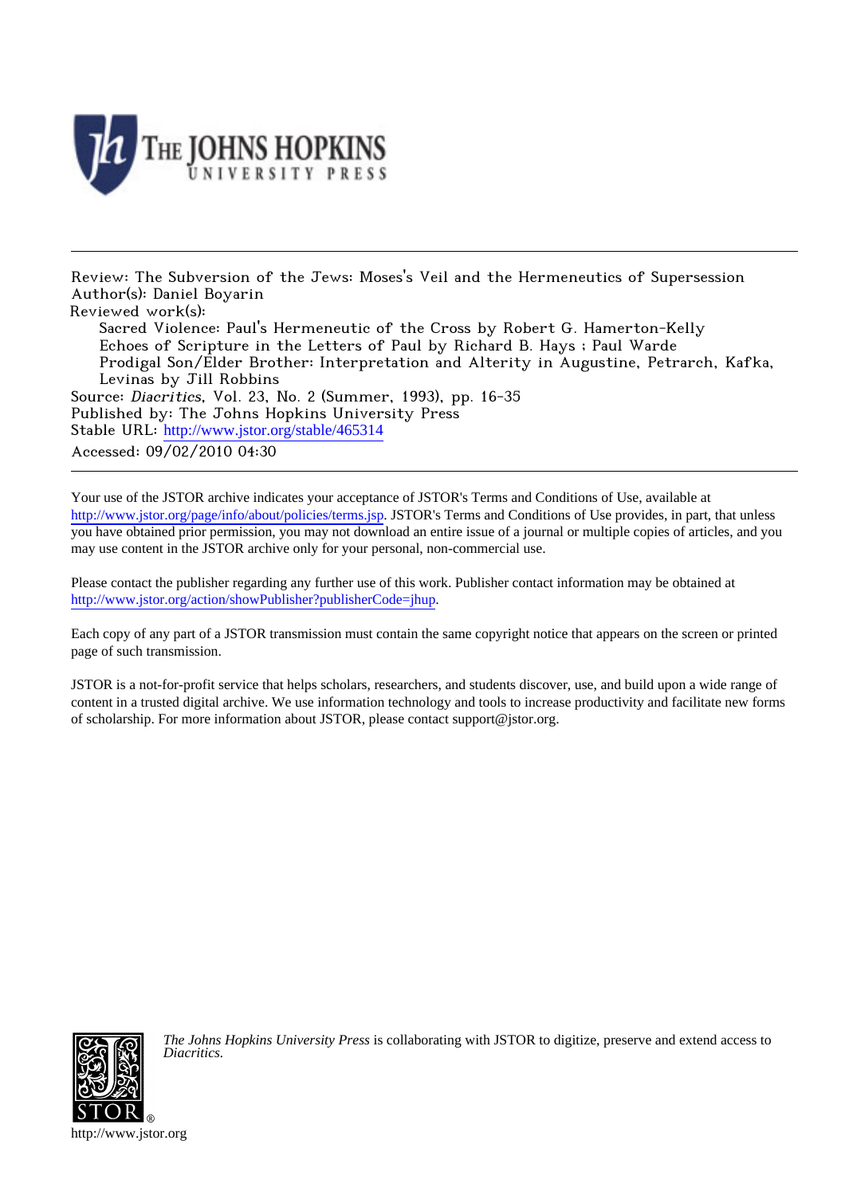Review: The Subversion of the Jews: Moses's Veil and the Hermeneutics of Supersession
Author(s): Daniel Boyarin
Reviewed work(s):
Sacred Violence: Paul's Hermeneutic of the Cross by Robert G. Hamerton-Kelly
Echoes of Scripture in the Letters of Paul by Richard B. Hays ; Paul Warde
Prodigal Son/Elder Brother: Interpretation and Alterity in Augustine, Petrarch, Kafka, Levinas by Jill Robbins
Source: *Diacritics*, Vol. 23, No. 2 (Summer, 1993), pp. 16-35
Published by: The Johns Hopkins University Press
Stable URL: http://www.jstor.org/stable/465314
Accessed: 09/02/2010 04:30

Your use of the JSTOR archive indicates your acceptance of JSTOR's Terms and Conditions of Use, available at http://www.jstor.org/page/info/about/policies/terms.jsp. JSTOR's Terms and Conditions of Use provides, in part, that unless you have obtained prior permission, you may not download an entire issue of a journal or multiple copies of articles, and you may use content in the JSTOR archive only for your personal, non-commercial use.

Please contact the publisher regarding any further use of this work. Publisher contact information may be obtained at http://www.jstor.org/action/showPublisher?publisherCode=jhup.

Each copy of any part of a JSTOR transmission must contain the same copyright notice that appears on the screen or printed page of such transmission.

JSTOR is a not-for-profit service that helps scholars, researchers, and students discover, use, and build upon a wide range of content in a trusted digital archive. We use information technology and tools to increase productivity and facilitate new forms of scholarship. For more information about JSTOR, please contact support@jstor.org.

*The Johns Hopkins University Press* is collaborating with JSTOR to digitize, preserve and extend access to *Diacritics.*

http://www.jstor.org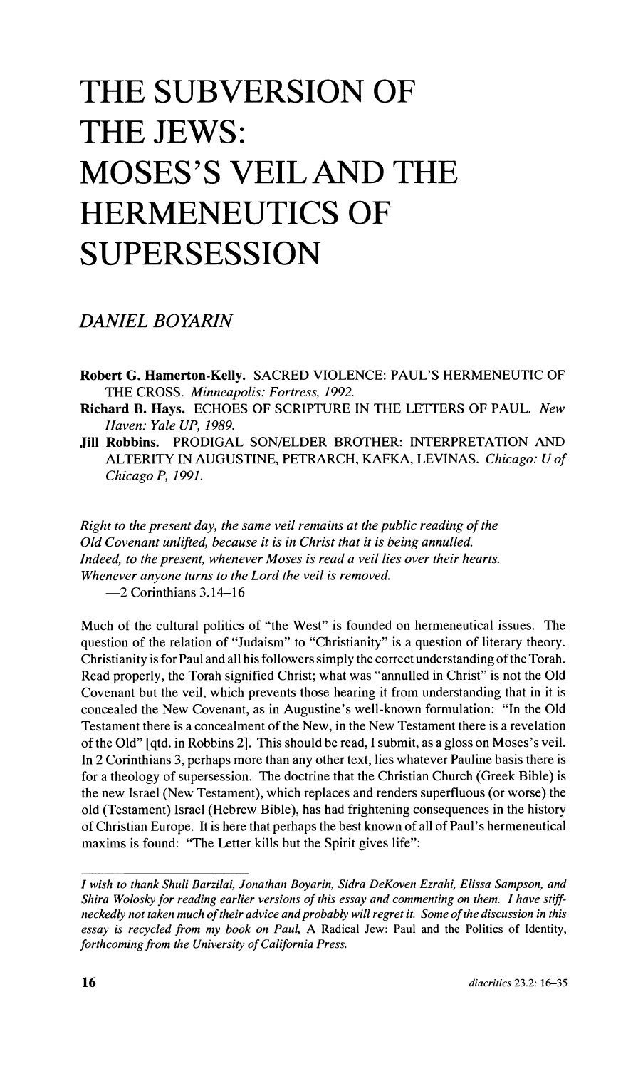# THE SUBVERSION OF THE JEWS: MOSES'S VEIL AND THE HERMENEUTICS OF SUPERSESSION

*DANIEL BOYARIN*

**Robert G. Hamerton-Kelly.** SACRED VIOLENCE: PAUL'S HERMENEUTIC OF THE CROSS. *Minneapolis: Fortress, 1992.*

**Richard B. Hays.** ECHOES OF SCRIPTURE IN THE LETTERS OF PAUL. *New Haven: Yale UP, 1989.*

**Jill Robbins.** PRODIGAL SON/ELDER BROTHER: INTERPRETATION AND ALTERITY IN AUGUSTINE, PETRARCH, KAFKA, LEVINAS. *Chicago: U of Chicago P, 1991.*

*Right to the present day, the same veil remains at the public reading of the Old Covenant unlifted, because it is in Christ that it is being annulled. Indeed, to the present, whenever Moses is read a veil lies over their hearts. Whenever anyone turns to the Lord the veil is removed.*
—2 Corinthians 3.14–16

Much of the cultural politics of "the West" is founded on hermeneutical issues. The question of the relation of "Judaism" to "Christianity" is a question of literary theory. Christianity is for Paul and all his followers simply the correct understanding of the Torah. Read properly, the Torah signified Christ; what was "annulled in Christ" is not the Old Covenant but the veil, which prevents those hearing it from understanding that in it is concealed the New Covenant, as in Augustine's well-known formulation: "In the Old Testament there is a concealment of the New, in the New Testament there is a revelation of the Old" [qtd. in Robbins 2]. This should be read, I submit, as a gloss on Moses's veil. In 2 Corinthians 3, perhaps more than any other text, lies whatever Pauline basis there is for a theology of supersession. The doctrine that the Christian Church (Greek Bible) is the new Israel (New Testament), which replaces and renders superfluous (or worse) the old (Testament) Israel (Hebrew Bible), has had frightening consequences in the history of Christian Europe. It is here that perhaps the best known of all of Paul's hermeneutical maxims is found: "The Letter kills but the Spirit gives life":

---

*I wish to thank Shuli Barzilai, Jonathan Boyarin, Sidra DeKoven Ezrahi, Elissa Sampson, and Shira Wolosky for reading earlier versions of this essay and commenting on them. I have stiff-neckedly not taken much of their advice and probably will regret it. Some of the discussion in this essay is recycled from my book on Paul,* A Radical Jew: Paul and the Politics of Identity, *forthcoming from the University of California Press.*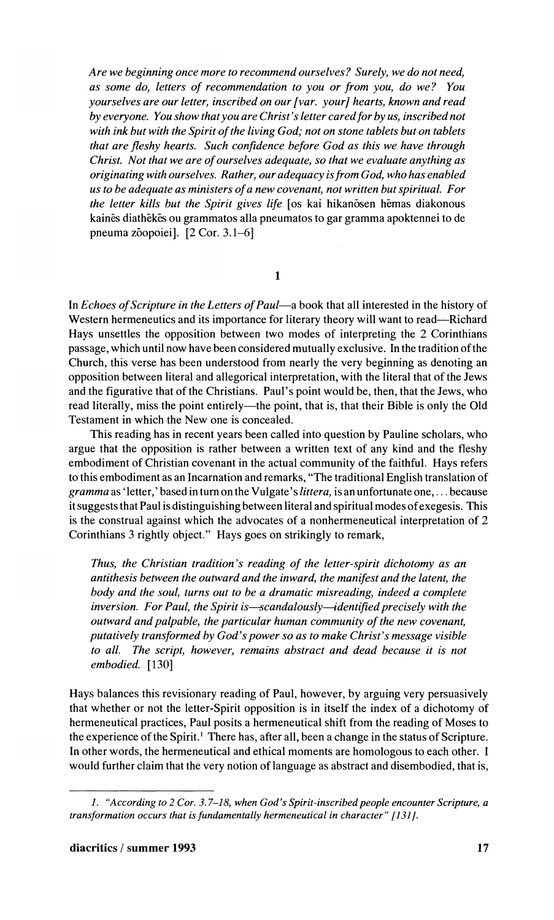*Are we beginning once more to recommend ourselves? Surely, we do not need, as some do, letters of recommendation to you or from you, do we? You yourselves are our letter, inscribed on our [var. your] hearts, known and read by everyone. You show that you are Christ's letter cared for by us, inscribed not with ink but with the Spirit of the living God; not on stone tablets but on tablets that are fleshy hearts. Such confidence before God as this we have through Christ. Not that we are of ourselves adequate, so that we evaluate anything as originating with ourselves. Rather, our adequacy is from God, who has enabled us to be adequate as ministers of a new covenant, not written but spiritual. For the letter kills but the Spirit gives life* [os kai hikanōsen hēmas diakonous kainēs diathēkēs ou grammatos alla pneumatos to gar gramma apoktennei to de pneuma zōopoiei]. [2 Cor. 3.1–6]

## 1

In *Echoes of Scripture in the Letters of Paul*—a book that all interested in the history of Western hermeneutics and its importance for literary theory will want to read—Richard Hays unsettles the opposition between two modes of interpreting the 2 Corinthians passage, which until now have been considered mutually exclusive. In the tradition of the Church, this verse has been understood from nearly the very beginning as denoting an opposition between literal and allegorical interpretation, with the literal that of the Jews and the figurative that of the Christians. Paul's point would be, then, that the Jews, who read literally, miss the point entirely—the point, that is, that their Bible is only the Old Testament in which the New one is concealed.

This reading has in recent years been called into question by Pauline scholars, who argue that the opposition is rather between a written text of any kind and the fleshy embodiment of Christian covenant in the actual community of the faithful. Hays refers to this embodiment as an Incarnation and remarks, "The traditional English translation of *gramma* as 'letter,' based in turn on the Vulgate's *littera,* is an unfortunate one, . . . because it suggests that Paul is distinguishing between literal and spiritual modes of exegesis. This is the construal against which the advocates of a nonhermeneutical interpretation of 2 Corinthians 3 rightly object." Hays goes on strikingly to remark,

> *Thus, the Christian tradition's reading of the letter-spirit dichotomy as an antithesis between the outward and the inward, the manifest and the latent, the body and the soul, turns out to be a dramatic misreading, indeed a complete inversion. For Paul, the Spirit is—scandalously—identified precisely with the outward and palpable, the particular human community of the new covenant, putatively transformed by God's power so as to make Christ's message visible to all. The script, however, remains abstract and dead because it is not embodied.* [130]

Hays balances this revisionary reading of Paul, however, by arguing very persuasively that whether or not the letter-Spirit opposition is in itself the index of a dichotomy of hermeneutical practices, Paul posits a hermeneutical shift from the reading of Moses to the experience of the Spirit.[1] There has, after all, been a change in the status of Scripture. In other words, the hermeneutical and ethical moments are homologous to each other. I would further claim that the very notion of language as abstract and disembodied, that is,

1. *"According to 2 Cor. 3.7–18, when God's Spirit-inscribed people encounter Scripture, a transformation occurs that is fundamentally hermeneutical in character" [131].*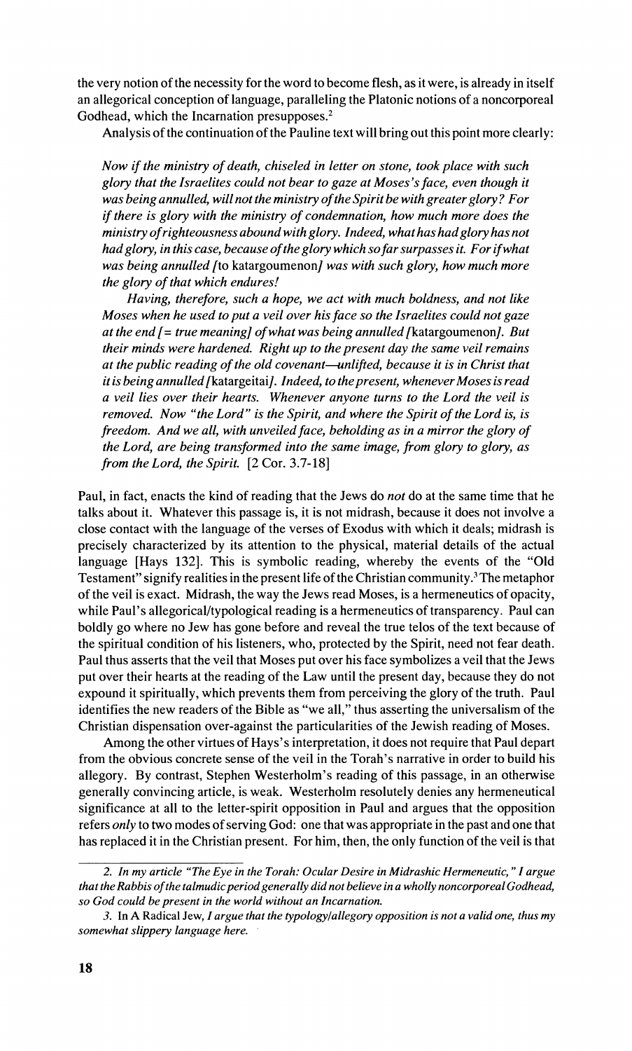the very notion of the necessity for the word to become flesh, as it were, is already in itself an allegorical conception of language, paralleling the Platonic notions of a noncorporeal Godhead, which the Incarnation presupposes.[2]

Analysis of the continuation of the Pauline text will bring out this point more clearly:

> *Now if the ministry of death, chiseled in letter on stone, took place with such glory that the Israelites could not bear to gaze at Moses's face, even though it was being annulled, will not the ministry of the Spirit be with greater glory? For if there is glory with the ministry of condemnation, how much more does the ministry of righteousness abound with glory. Indeed, what has had glory has not had glory, in this case, because of the glory which so far surpasses it. For if what was being annulled [*to katargoumenon*] was with such glory, how much more the glory of that which endures!*
>
> *Having, therefore, such a hope, we act with much boldness, and not like Moses when he used to put a veil over his face so the Israelites could not gaze at the end [= true meaning] of what was being annulled [*katargoumenon*]. But their minds were hardened. Right up to the present day the same veil remains at the public reading of the old covenant—unlifted, because it is in Christ that it is being annulled [*katargeitai*]. Indeed, to the present, whenever Moses is read a veil lies over their hearts. Whenever anyone turns to the Lord the veil is removed. Now "the Lord" is the Spirit, and where the Spirit of the Lord is, is freedom. And we all, with unveiled face, beholding as in a mirror the glory of the Lord, are being transformed into the same image, from glory to glory, as from the Lord, the Spirit.* [2 Cor. 3.7-18]

Paul, in fact, enacts the kind of reading that the Jews do *not* do at the same time that he talks about it. Whatever this passage is, it is not midrash, because it does not involve a close contact with the language of the verses of Exodus with which it deals; midrash is precisely characterized by its attention to the physical, material details of the actual language [Hays 132]. This is symbolic reading, whereby the events of the "Old Testament" signify realities in the present life of the Christian community.[3] The metaphor of the veil is exact. Midrash, the way the Jews read Moses, is a hermeneutics of opacity, while Paul's allegorical/typological reading is a hermeneutics of transparency. Paul can boldly go where no Jew has gone before and reveal the true telos of the text because of the spiritual condition of his listeners, who, protected by the Spirit, need not fear death. Paul thus asserts that the veil that Moses put over his face symbolizes a veil that the Jews put over their hearts at the reading of the Law until the present day, because they do not expound it spiritually, which prevents them from perceiving the glory of the truth. Paul identifies the new readers of the Bible as "we all," thus asserting the universalism of the Christian dispensation over-against the particularities of the Jewish reading of Moses.

Among the other virtues of Hays's interpretation, it does not require that Paul depart from the obvious concrete sense of the veil in the Torah's narrative in order to build his allegory. By contrast, Stephen Westerholm's reading of this passage, in an otherwise generally convincing article, is weak. Westerholm resolutely denies any hermeneutical significance at all to the letter-spirit opposition in Paul and argues that the opposition refers *only* to two modes of serving God: one that was appropriate in the past and one that has replaced it in the Christian present. For him, then, the only function of the veil is that

---

2. *In my article "The Eye in the Torah: Ocular Desire in Midrashic Hermeneutic," I argue that the Rabbis of the talmudic period generally did not believe in a wholly noncorporeal Godhead, so God could be present in the world without an Incarnation.*

3. In A Radical Jew, *I argue that the typology/allegory opposition is not a valid one, thus my somewhat slippery language here.*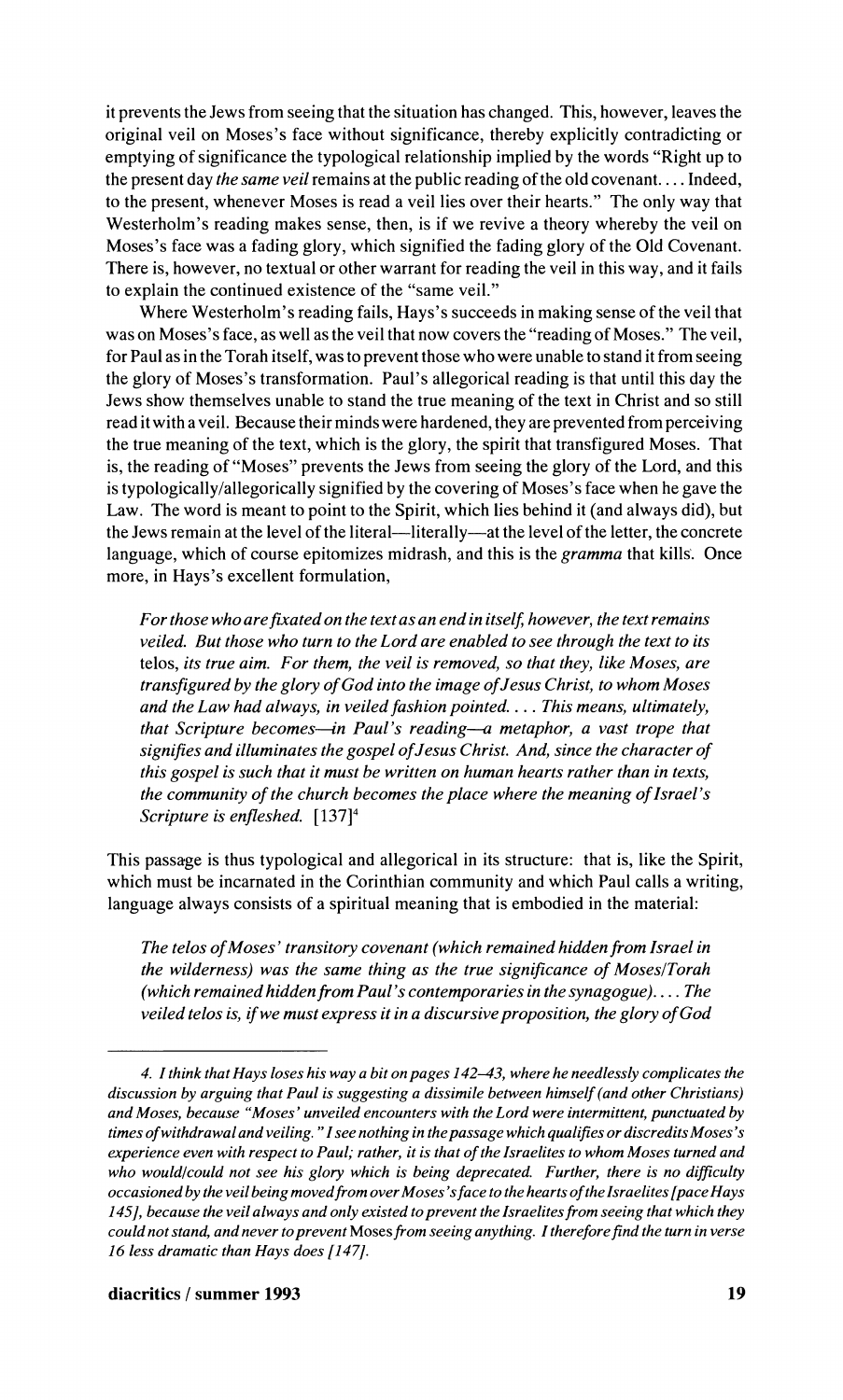it prevents the Jews from seeing that the situation has changed. This, however, leaves the original veil on Moses's face without significance, thereby explicitly contradicting or emptying of significance the typological relationship implied by the words "Right up to the present day *the same veil* remains at the public reading of the old covenant.... Indeed, to the present, whenever Moses is read a veil lies over their hearts." The only way that Westerholm's reading makes sense, then, is if we revive a theory whereby the veil on Moses's face was a fading glory, which signified the fading glory of the Old Covenant. There is, however, no textual or other warrant for reading the veil in this way, and it fails to explain the continued existence of the "same veil."

Where Westerholm's reading fails, Hays's succeeds in making sense of the veil that was on Moses's face, as well as the veil that now covers the "reading of Moses." The veil, for Paul as in the Torah itself, was to prevent those who were unable to stand it from seeing the glory of Moses's transformation. Paul's allegorical reading is that until this day the Jews show themselves unable to stand the true meaning of the text in Christ and so still read it with a veil. Because their minds were hardened, they are prevented from perceiving the true meaning of the text, which is the glory, the spirit that transfigured Moses. That is, the reading of "Moses" prevents the Jews from seeing the glory of the Lord, and this is typologically/allegorically signified by the covering of Moses's face when he gave the Law. The word is meant to point to the Spirit, which lies behind it (and always did), but the Jews remain at the level of the literal—literally—at the level of the letter, the concrete language, which of course epitomizes midrash, and this is the *gramma* that kills. Once more, in Hays's excellent formulation,

> *For those who are fixated on the text as an end in itself, however, the text remains veiled. But those who turn to the Lord are enabled to see through the text to its* telos, *its true aim. For them, the veil is removed, so that they, like Moses, are transfigured by the glory of God into the image of Jesus Christ, to whom Moses and the Law had always, in veiled fashion pointed.... This means, ultimately, that Scripture becomes—in Paul's reading—a metaphor, a vast trope that signifies and illuminates the gospel of Jesus Christ. And, since the character of this gospel is such that it must be written on human hearts rather than in texts, the community of the church becomes the place where the meaning of Israel's Scripture is enfleshed.* [137][4]

This passage is thus typological and allegorical in its structure: that is, like the Spirit, which must be incarnated in the Corinthian community and which Paul calls a writing, language always consists of a spiritual meaning that is embodied in the material:

> *The telos of Moses' transitory covenant (which remained hidden from Israel in the wilderness) was the same thing as the true significance of Moses/Torah (which remained hidden from Paul's contemporaries in the synagogue).... The veiled telos is, if we must express it in a discursive proposition, the glory of God*

---

4. *I think that Hays loses his way a bit on pages 142–43, where he needlessly complicates the discussion by arguing that Paul is suggesting a dissimile between himself (and other Christians) and Moses, because "Moses' unveiled encounters with the Lord were intermittent, punctuated by times of withdrawal and veiling." I see nothing in the passage which qualifies or discredits Moses's experience even with respect to Paul; rather, it is that of the Israelites to whom Moses turned and who would/could not see his glory which is being deprecated. Further, there is no difficulty occasioned by the veil being moved from over Moses's face to the hearts of the Israelites [pace Hays 145], because the veil always and only existed to prevent the Israelites from seeing that which they could not stand, and never to prevent* Moses *from seeing anything. I therefore find the turn in verse 16 less dramatic than Hays does [147].*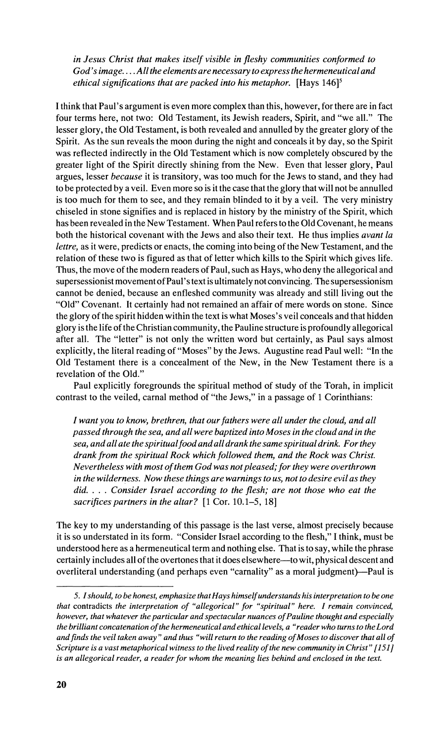*in Jesus Christ that makes itself visible in fleshy communities conformed to God's image. . . . All the elements are necessary to express the hermeneutical and ethical significations that are packed into his metaphor.* [Hays 146][5]

I think that Paul's argument is even more complex than this, however, for there are in fact four terms here, not two: Old Testament, its Jewish readers, Spirit, and "we all." The lesser glory, the Old Testament, is both revealed and annulled by the greater glory of the Spirit. As the sun reveals the moon during the night and conceals it by day, so the Spirit was reflected indirectly in the Old Testament which is now completely obscured by the greater light of the Spirit directly shining from the New. Even that lesser glory, Paul argues, lesser *because* it is transitory, was too much for the Jews to stand, and they had to be protected by a veil. Even more so is it the case that the glory that will not be annulled is too much for them to see, and they remain blinded to it by a veil. The very ministry chiseled in stone signifies and is replaced in history by the ministry of the Spirit, which has been revealed in the New Testament. When Paul refers to the Old Covenant, he means both the historical covenant with the Jews and also their text. He thus implies *avant la lettre,* as it were, predicts or enacts, the coming into being of the New Testament, and the relation of these two is figured as that of letter which kills to the Spirit which gives life. Thus, the move of the modern readers of Paul, such as Hays, who deny the allegorical and supersessionist movement of Paul's text is ultimately not convincing. The supersessionism cannot be denied, because an enfleshed community was already and still living out the "Old" Covenant. It certainly had not remained an affair of mere words on stone. Since the glory of the spirit hidden within the text is what Moses's veil conceals and that hidden glory is the life of the Christian community, the Pauline structure is profoundly allegorical after all. The "letter" is not only the written word but certainly, as Paul says almost explicitly, the literal reading of "Moses" by the Jews. Augustine read Paul well: "In the Old Testament there is a concealment of the New, in the New Testament there is a revelation of the Old."

Paul explicitly foregrounds the spiritual method of study of the Torah, in implicit contrast to the veiled, carnal method of "the Jews," in a passage of 1 Corinthians:

> *I want you to know, brethren, that our fathers were all under the cloud, and all passed through the sea, and all were baptized into Moses in the cloud and in the sea, and all ate the spiritual food and all drank the same spiritual drink. For they drank from the spiritual Rock which followed them, and the Rock was Christ. Nevertheless with most of them God was not pleased; for they were overthrown in the wilderness. Now these things are warnings to us, not to desire evil as they did. . . . Consider Israel according to the flesh; are not those who eat the sacrifices partners in the altar?* [1 Cor. 10.1–5, 18]

The key to my understanding of this passage is the last verse, almost precisely because it is so understated in its form. "Consider Israel according to the flesh," I think, must be understood here as a hermeneutical term and nothing else. That is to say, while the phrase certainly includes all of the overtones that it does elsewhere—to wit, physical descent and overliteral understanding (and perhaps even "carnality" as a moral judgment)—Paul is

---

5. *I should, to be honest, emphasize that Hays himself understands his interpretation to be one that* contradicts *the interpretation of "allegorical" for "spiritual" here. I remain convinced, however, that whatever the particular and spectacular nuances of Pauline thought and especially the brilliant concatenation of the hermeneutical and ethical levels, a "reader who turns to the Lord and finds the veil taken away" and thus "will return to the reading of Moses to discover that all of Scripture is a vast metaphorical witness to the lived reality of the new community in Christ" [151] is an allegorical reader, a reader for whom the meaning lies behind and enclosed in the text.*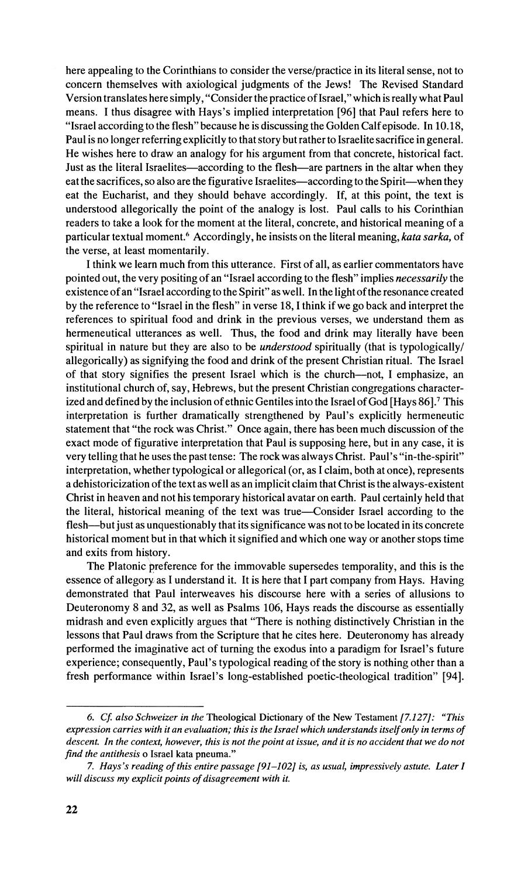here appealing to the Corinthians to consider the verse/practice in its literal sense, not to concern themselves with axiological judgments of the Jews! The Revised Standard Version translates here simply, "Consider the practice of Israel," which is really what Paul means. I thus disagree with Hays's implied interpretation [96] that Paul refers here to "Israel according to the flesh" because he is discussing the Golden Calf episode. In 10.18, Paul is no longer referring explicitly to that story but rather to Israelite sacrifice in general. He wishes here to draw an analogy for his argument from that concrete, historical fact. Just as the literal Israelites—according to the flesh—are partners in the altar when they eat the sacrifices, so also are the figurative Israelites—according to the Spirit—when they eat the Eucharist, and they should behave accordingly. If, at this point, the text is understood allegorically the point of the analogy is lost. Paul calls to his Corinthian readers to take a look for the moment at the literal, concrete, and historical meaning of a particular textual moment.[6] Accordingly, he insists on the literal meaning, *kata sarka,* of the verse, at least momentarily.

I think we learn much from this utterance. First of all, as earlier commentators have pointed out, the very positing of an "Israel according to the flesh" implies *necessarily* the existence of an "Israel according to the Spirit" as well. In the light of the resonance created by the reference to "Israel in the flesh" in verse 18, I think if we go back and interpret the references to spiritual food and drink in the previous verses, we understand them as hermeneutical utterances as well. Thus, the food and drink may literally have been spiritual in nature but they are also to be *understood* spiritually (that is typologically/allegorically) as signifying the food and drink of the present Christian ritual. The Israel of that story signifies the present Israel which is the church—not, I emphasize, an institutional church of, say, Hebrews, but the present Christian congregations characterized and defined by the inclusion of ethnic Gentiles into the Israel of God [Hays 86].[7] This interpretation is further dramatically strengthened by Paul's explicitly hermeneutic statement that "the rock was Christ." Once again, there has been much discussion of the exact mode of figurative interpretation that Paul is supposing here, but in any case, it is very telling that he uses the past tense: The rock was always Christ. Paul's "in-the-spirit" interpretation, whether typological or allegorical (or, as I claim, both at once), represents a dehistoricization of the text as well as an implicit claim that Christ is the always-existent Christ in heaven and not his temporary historical avatar on earth. Paul certainly held that the literal, historical meaning of the text was true—Consider Israel according to the flesh—but just as unquestionably that its significance was not to be located in its concrete historical moment but in that which it signified and which one way or another stops time and exits from history.

The Platonic preference for the immovable supersedes temporality, and this is the essence of allegory as I understand it. It is here that I part company from Hays. Having demonstrated that Paul interweaves his discourse here with a series of allusions to Deuteronomy 8 and 32, as well as Psalms 106, Hays reads the discourse as essentially midrash and even explicitly argues that "There is nothing distinctively Christian in the lessons that Paul draws from the Scripture that he cites here. Deuteronomy has already performed the imaginative act of turning the exodus into a paradigm for Israel's future experience; consequently, Paul's typological reading of the story is nothing other than a fresh performance within Israel's long-established poetic-theological tradition" [94].

---

6. *Cf. also Schweizer in the* Theological Dictionary of the New Testament *[7.127]: "This expression carries with it an evaluation; this is the Israel which understands itself only in terms of descent. In the context, however, this is not the point at issue, and it is no accident that we do not find the antithesis* o Israel kata pneuma."

7. *Hays's reading of this entire passage [91–102] is, as usual, impressively astute. Later I will discuss my explicit points of disagreement with it.*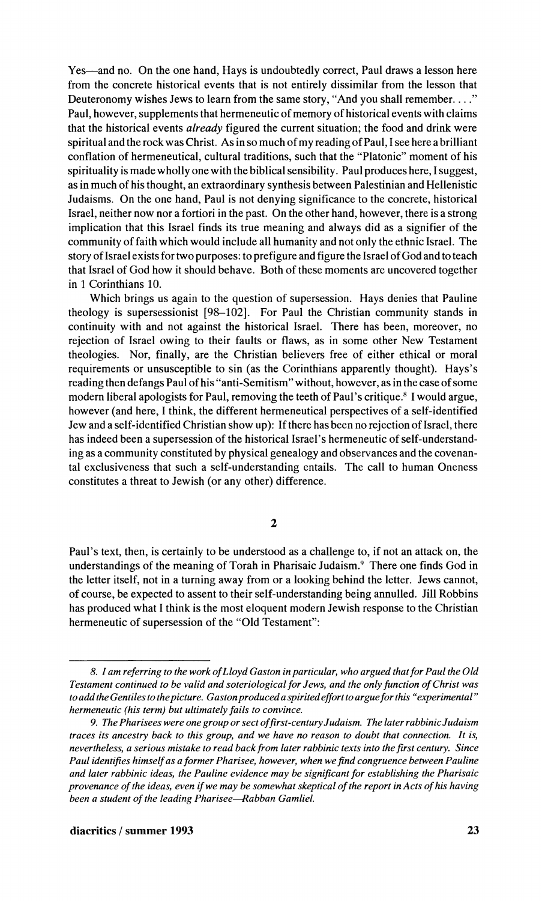Yes—and no. On the one hand, Hays is undoubtedly correct, Paul draws a lesson here from the concrete historical events that is not entirely dissimilar from the lesson that Deuteronomy wishes Jews to learn from the same story, "And you shall remember. . . ." Paul, however, supplements that hermeneutic of memory of historical events with claims that the historical events *already* figured the current situation; the food and drink were spiritual and the rock was Christ. As in so much of my reading of Paul, I see here a brilliant conflation of hermeneutical, cultural traditions, such that the "Platonic" moment of his spirituality is made wholly one with the biblical sensibility. Paul produces here, I suggest, as in much of his thought, an extraordinary synthesis between Palestinian and Hellenistic Judaisms. On the one hand, Paul is not denying significance to the concrete, historical Israel, neither now nor a fortiori in the past. On the other hand, however, there is a strong implication that this Israel finds its true meaning and always did as a signifier of the community of faith which would include all humanity and not only the ethnic Israel. The story of Israel exists for two purposes: to prefigure and figure the Israel of God and to teach that Israel of God how it should behave. Both of these moments are uncovered together in 1 Corinthians 10.

Which brings us again to the question of supersession. Hays denies that Pauline theology is supersessionist [98–102]. For Paul the Christian community stands in continuity with and not against the historical Israel. There has been, moreover, no rejection of Israel owing to their faults or flaws, as in some other New Testament theologies. Nor, finally, are the Christian believers free of either ethical or moral requirements or unsusceptible to sin (as the Corinthians apparently thought). Hays's reading then defangs Paul of his "anti-Semitism" without, however, as in the case of some modern liberal apologists for Paul, removing the teeth of Paul's critique.[8] I would argue, however (and here, I think, the different hermeneutical perspectives of a self-identified Jew and a self-identified Christian show up): If there has been no rejection of Israel, there has indeed been a supersession of the historical Israel's hermeneutic of self-understanding as a community constituted by physical genealogy and observances and the covenantal exclusiveness that such a self-understanding entails. The call to human Oneness constitutes a threat to Jewish (or any other) difference.

## 2

Paul's text, then, is certainly to be understood as a challenge to, if not an attack on, the understandings of the meaning of Torah in Pharisaic Judaism.[9] There one finds God in the letter itself, not in a turning away from or a looking behind the letter. Jews cannot, of course, be expected to assent to their self-understanding being annulled. Jill Robbins has produced what I think is the most eloquent modern Jewish response to the Christian hermeneutic of supersession of the "Old Testament":

---

*8. I am referring to the work of Lloyd Gaston in particular, who argued that for Paul the Old Testament continued to be valid and soteriological for Jews, and the only function of Christ was to add the Gentiles to the picture. Gaston produced a spirited effort to argue for this "experimental" hermeneutic (his term) but ultimately fails to convince.*

*9. The Pharisees were one group or sect of first-century Judaism. The later rabbinic Judaism traces its ancestry back to this group, and we have no reason to doubt that connection. It is, nevertheless, a serious mistake to read back from later rabbinic texts into the first century. Since Paul identifies himself as a former Pharisee, however, when we find congruence between Pauline and later rabbinic ideas, the Pauline evidence may be significant for establishing the Pharisaic provenance of the ideas, even if we may be somewhat skeptical of the report in Acts of his having been a student of the leading Pharisee—Rabban Gamliel.*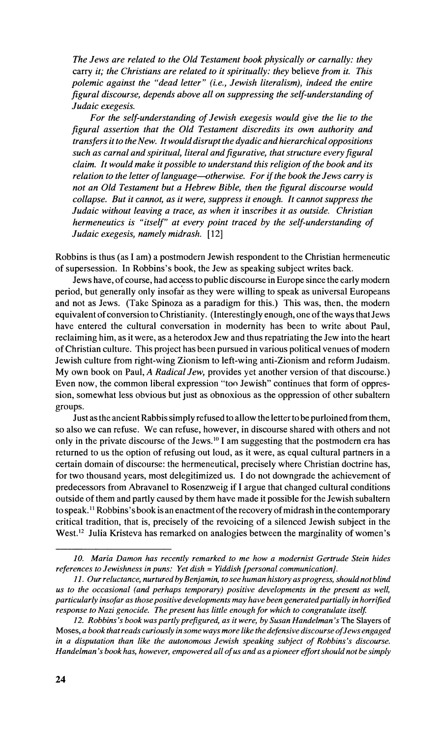*The Jews are related to the Old Testament book physically or carnally: they* carry *it; the Christians are related to it spiritually: they* believe *from it. This polemic against the "dead letter" (i.e., Jewish literalism), indeed the entire figural discourse, depends above all on suppressing the self-understanding of Judaic exegesis.*

*For the self-understanding of Jewish exegesis would give the lie to the figural assertion that the Old Testament discredits its own authority and transfers it to the New. It would disrupt the dyadic and hierarchical oppositions such as carnal and spiritual, literal and figurative, that structure every figural claim. It would make it possible to understand this religion of the book and its relation to the letter of language—otherwise. For if the book the Jews carry is not an Old Testament but a Hebrew Bible, then the figural discourse would collapse. But it cannot, as it were, suppress it enough. It cannot suppress the Judaic without leaving a trace, as when it* inscribes *it as outside. Christian hermeneutics is "itself" at every point traced by the self-understanding of Judaic exegesis, namely midrash.* [12]

Robbins is thus (as I am) a postmodern Jewish respondent to the Christian hermeneutic of supersession. In Robbins's book, the Jew as speaking subject writes back.

Jews have, of course, had access to public discourse in Europe since the early modern period, but generally only insofar as they were willing to speak as universal Europeans and not as Jews. (Take Spinoza as a paradigm for this.) This was, then, the modern equivalent of conversion to Christianity. (Interestingly enough, one of the ways that Jews have entered the cultural conversation in modernity has been to write about Paul, reclaiming him, as it were, as a heterodox Jew and thus repatriating the Jew into the heart of Christian culture. This project has been pursued in various political venues of modern Jewish culture from right-wing Zionism to left-wing anti-Zionism and reform Judaism. My own book on Paul, *A Radical Jew,* provides yet another version of that discourse.) Even now, the common liberal expression "too Jewish" continues that form of oppression, somewhat less obvious but just as obnoxious as the oppression of other subaltern groups.

Just as the ancient Rabbis simply refused to allow the letter to be purloined from them, so also we can refuse. We can refuse, however, in discourse shared with others and not only in the private discourse of the Jews.[10] I am suggesting that the postmodern era has returned to us the option of refusing out loud, as it were, as equal cultural partners in a certain domain of discourse: the hermeneutical, precisely where Christian doctrine has, for two thousand years, most delegitimized us. I do not downgrade the achievement of predecessors from Abravanel to Rosenzweig if I argue that changed cultural conditions outside of them and partly caused by them have made it possible for the Jewish subaltern to speak.[11] Robbins's book is an enactment of the recovery of midrash in the contemporary critical tradition, that is, precisely of the revoicing of a silenced Jewish subject in the West.[12] Julia Kristeva has remarked on analogies between the marginality of women's

---

*10. Maria Damon has recently remarked to me how a modernist Gertrude Stein hides references to Jewishness in puns: Yet dish = Yiddish [personal communication].*

*11. Our reluctance, nurtured by Benjamin, to see human history as progress, should not blind us to the occasional (and perhaps temporary) positive developments in the present as well, particularly insofar as those positive developments may have been generated partially in horrified response to Nazi genocide. The present has little enough for which to congratulate itself.*

*12. Robbins's book was partly prefigured, as it were, by Susan Handelman's* The Slayers of Moses, *a book that reads curiously in some ways more like the defensive discourse of Jews engaged in a disputation than like the autonomous Jewish speaking subject of Robbins's discourse. Handelman's book has, however, empowered all of us and as a pioneer effort should not be simply*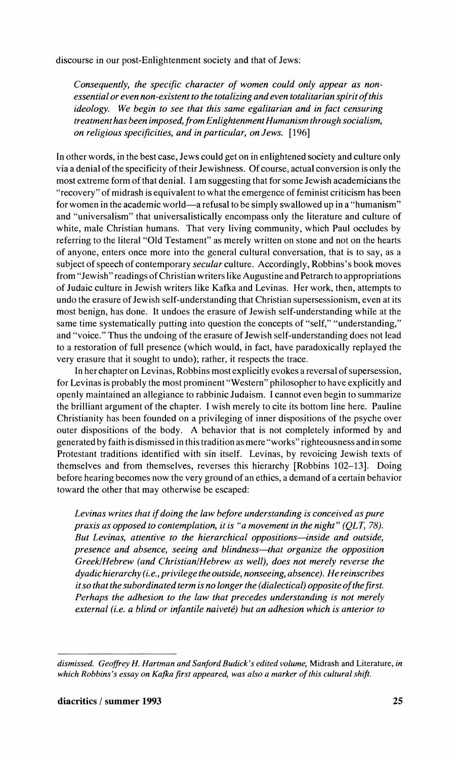discourse in our post-Enlightenment society and that of Jews:

> *Consequently, the specific character of women could only appear as non-essential or even non-existent to the totalizing and even totalitarian spirit of this ideology. We begin to see that this same egalitarian and in fact censuring treatment has been imposed, from Enlightenment Humanism through socialism, on religious specificities, and in particular, on Jews.* [196]

In other words, in the best case, Jews could get on in enlightened society and culture only via a denial of the specificity of their Jewishness. Of course, actual conversion is only the most extreme form of that denial. I am suggesting that for some Jewish academicians the "recovery" of midrash is equivalent to what the emergence of feminist criticism has been for women in the academic world—a refusal to be simply swallowed up in a "humanism" and "universalism" that universalistically encompass only the literature and culture of white, male Christian humans. That very living community, which Paul occludes by referring to the literal "Old Testament" as merely written on stone and not on the hearts of anyone, enters once more into the general cultural conversation, that is to say, as a subject of speech of contemporary *secular* culture. Accordingly, Robbins's book moves from "Jewish" readings of Christian writers like Augustine and Petrarch to appropriations of Judaic culture in Jewish writers like Kafka and Levinas. Her work, then, attempts to undo the erasure of Jewish self-understanding that Christian supersessionism, even at its most benign, has done. It undoes the erasure of Jewish self-understanding while at the same time systematically putting into question the concepts of "self," "understanding," and "voice." Thus the undoing of the erasure of Jewish self-understanding does not lead to a restoration of full presence (which would, in fact, have paradoxically replayed the very erasure that it sought to undo); rather, it respects the trace.

In her chapter on Levinas, Robbins most explicitly evokes a reversal of supersession, for Levinas is probably the most prominent "Western" philosopher to have explicitly and openly maintained an allegiance to rabbinic Judaism. I cannot even begin to summarize the brilliant argument of the chapter. I wish merely to cite its bottom line here. Pauline Christianity has been founded on a privileging of inner dispositions of the psyche over outer dispositions of the body. A behavior that is not completely informed by and generated by faith is dismissed in this tradition as mere "works" righteousness and in some Protestant traditions identified with sin itself. Levinas, by revoicing Jewish texts of themselves and from themselves, reverses this hierarchy [Robbins 102–13]. Doing before hearing becomes now the very ground of an ethics, a demand of a certain behavior toward the other that may otherwise be escaped:

> *Levinas writes that if doing the law before understanding is conceived as pure praxis as opposed to contemplation, it is "a movement in the night" (QLT, 78). But Levinas, attentive to the hierarchical oppositions—inside and outside, presence and absence, seeing and blindness—that organize the opposition Greek/Hebrew (and Christian/Hebrew as well), does not merely reverse the dyadic hierarchy (i.e., privilege the outside, nonseeing, absence). He reinscribes it so that the subordinated term is no longer the (dialectical) opposite of the first. Perhaps the adhesion to the law that precedes understanding is not merely external (i.e. a blind or infantile naiveté) but an adhesion which is anterior to*

---

*dismissed. Geoffrey H. Hartman and Sanford Budick's edited volume,* Midrash and Literature, *in which Robbins's essay on Kafka first appeared, was also a marker of this cultural shift.*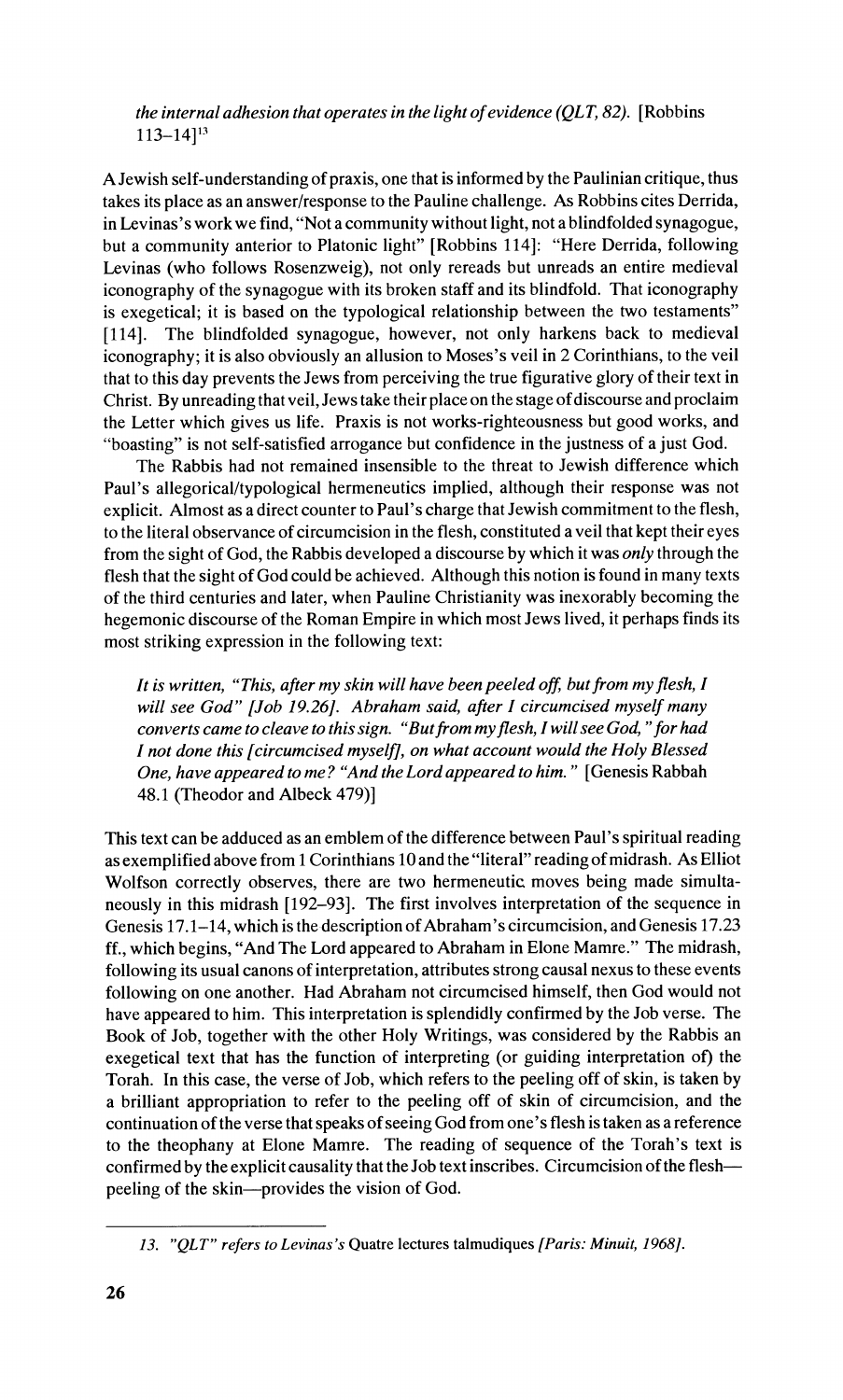*the internal adhesion that operates in the light of evidence (QLT, 82).* [Robbins 113–14][13]

A Jewish self-understanding of praxis, one that is informed by the Paulinian critique, thus takes its place as an answer/response to the Pauline challenge. As Robbins cites Derrida, in Levinas's work we find, "Not a community without light, not a blindfolded synagogue, but a community anterior to Platonic light" [Robbins 114]: "Here Derrida, following Levinas (who follows Rosenzweig), not only rereads but unreads an entire medieval iconography of the synagogue with its broken staff and its blindfold. That iconography is exegetical; it is based on the typological relationship between the two testaments" [114]. The blindfolded synagogue, however, not only harkens back to medieval iconography; it is also obviously an allusion to Moses's veil in 2 Corinthians, to the veil that to this day prevents the Jews from perceiving the true figurative glory of their text in Christ. By unreading that veil, Jews take their place on the stage of discourse and proclaim the Letter which gives us life. Praxis is not works-righteousness but good works, and "boasting" is not self-satisfied arrogance but confidence in the justness of a just God.

The Rabbis had not remained insensible to the threat to Jewish difference which Paul's allegorical/typological hermeneutics implied, although their response was not explicit. Almost as a direct counter to Paul's charge that Jewish commitment to the flesh, to the literal observance of circumcision in the flesh, constituted a veil that kept their eyes from the sight of God, the Rabbis developed a discourse by which it was *only* through the flesh that the sight of God could be achieved. Although this notion is found in many texts of the third centuries and later, when Pauline Christianity was inexorably becoming the hegemonic discourse of the Roman Empire in which most Jews lived, it perhaps finds its most striking expression in the following text:

> *It is written, "This, after my skin will have been peeled off, but from my flesh, I will see God" [Job 19.26]. Abraham said, after I circumcised myself many converts came to cleave to this sign. "But from my flesh, I will see God," for had I not done this [circumcised myself], on what account would the Holy Blessed One, have appeared to me? "And the Lord appeared to him."* [Genesis Rabbah 48.1 (Theodor and Albeck 479)]

This text can be adduced as an emblem of the difference between Paul's spiritual reading as exemplified above from 1 Corinthians 10 and the "literal" reading of midrash. As Elliot Wolfson correctly observes, there are two hermeneutic moves being made simultaneously in this midrash [192–93]. The first involves interpretation of the sequence in Genesis 17.1–14, which is the description of Abraham's circumcision, and Genesis 17.23 ff., which begins, "And The Lord appeared to Abraham in Elone Mamre." The midrash, following its usual canons of interpretation, attributes strong causal nexus to these events following on one another. Had Abraham not circumcised himself, then God would not have appeared to him. This interpretation is splendidly confirmed by the Job verse. The Book of Job, together with the other Holy Writings, was considered by the Rabbis an exegetical text that has the function of interpreting (or guiding interpretation of) the Torah. In this case, the verse of Job, which refers to the peeling off of skin, is taken by a brilliant appropriation to refer to the peeling off of skin of circumcision, and the continuation of the verse that speaks of seeing God from one's flesh is taken as a reference to the theophany at Elone Mamre. The reading of sequence of the Torah's text is confirmed by the explicit causality that the Job text inscribes. Circumcision of the flesh—peeling of the skin—provides the vision of God.

---

*13. "QLT" refers to Levinas's* Quatre lectures talmudiques *[Paris: Minuit, 1968].*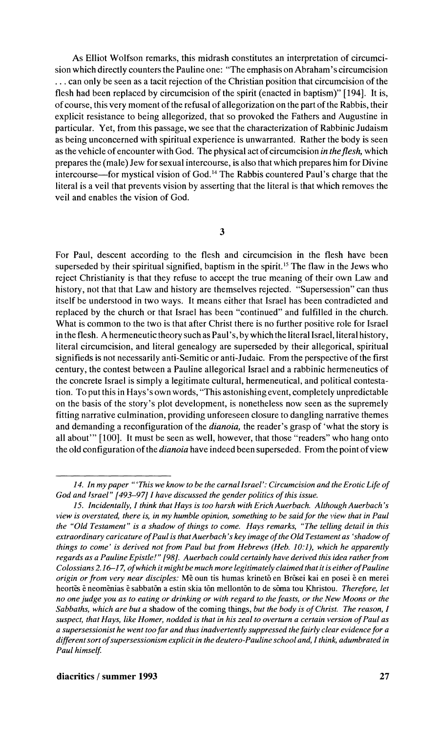As Elliot Wolfson remarks, this midrash constitutes an interpretation of circumcision which directly counters the Pauline one: "The emphasis on Abraham's circumcision . . . can only be seen as a tacit rejection of the Christian position that circumcision of the flesh had been replaced by circumcision of the spirit (enacted in baptism)" [194]. It is, of course, this very moment of the refusal of allegorization on the part of the Rabbis, their explicit resistance to being allegorized, that so provoked the Fathers and Augustine in particular. Yet, from this passage, we see that the characterization of Rabbinic Judaism as being unconcerned with spiritual experience is unwarranted. Rather the body is seen as the vehicle of encounter with God. The physical act of circumcision *in the flesh*, which prepares the (male) Jew for sexual intercourse, is also that which prepares him for Divine intercourse—for mystical vision of God.[14] The Rabbis countered Paul's charge that the literal is a veil that prevents vision by asserting that the literal is that which removes the veil and enables the vision of God.

## 3

For Paul, descent according to the flesh and circumcision in the flesh have been superseded by their spiritual signified, baptism in the spirit.[15] The flaw in the Jews who reject Christianity is that they refuse to accept the true meaning of their own Law and history, not that that Law and history are themselves rejected. "Supersession" can thus itself be understood in two ways. It means either that Israel has been contradicted and replaced by the church or that Israel has been "continued" and fulfilled in the church. What is common to the two is that after Christ there is no further positive role for Israel in the flesh. A hermeneutic theory such as Paul's, by which the literal Israel, literal history, literal circumcision, and literal genealogy are superseded by their allegorical, spiritual signifieds is not necessarily anti-Semitic or anti-Judaic. From the perspective of the first century, the contest between a Pauline allegorical Israel and a rabbinic hermeneutics of the concrete Israel is simply a legitimate cultural, hermeneutical, and political contestation. To put this in Hays's own words, "This astonishing event, completely unpredictable on the basis of the story's plot development, is nonetheless now seen as the supremely fitting narrative culmination, providing unforeseen closure to dangling narrative themes and demanding a reconfiguration of the *dianoia*, the reader's grasp of 'what the story is all about'" [100]. It must be seen as well, however, that those "readers" who hang onto the old configuration of the *dianoia* have indeed been superseded. From the point of view

---

*14. In my paper "'This we know to be the carnal Israel': Circumcision and the Erotic Life of God and Israel" [493–97] I have discussed the gender politics of this issue.*

*15. Incidentally, I think that Hays is too harsh with Erich Auerbach. Although Auerbach's view is overstated, there is, in my humble opinion, something to be said for the view that in Paul the "Old Testament" is a shadow of things to come. Hays remarks, "The telling detail in this extraordinary caricature of Paul is that Auerbach's key image of the Old Testament as 'shadow of things to come' is derived not from Paul but from Hebrews (Heb. 10:1), which he apparently regards as a Pauline Epistle!" [98]. Auerbach could certainly have derived this idea rather from Colossians 2.16–17, of which it might be much more legitimately claimed that it is either of Pauline origin or from very near disciples:* Mē oun tis humas krinetō en Brōsei kai en posei ē en merei heortēs ē neomēnias ē sabbatōn a estin skia tōn mellontōn to de sōma tou Khristou. *Therefore, let no one judge you as to eating or drinking or with regard to the feasts, or the New Moons or the Sabbaths, which are but a* shadow of the coming things, *but the body is of Christ. The reason, I suspect, that Hays, like Homer, nodded is that in his zeal to overturn a certain version of Paul as a supersessionist he went too far and thus inadvertently suppressed the fairly clear evidence for a different sort of supersessionism explicit in the deutero-Pauline school and, I think, adumbrated in Paul himself.*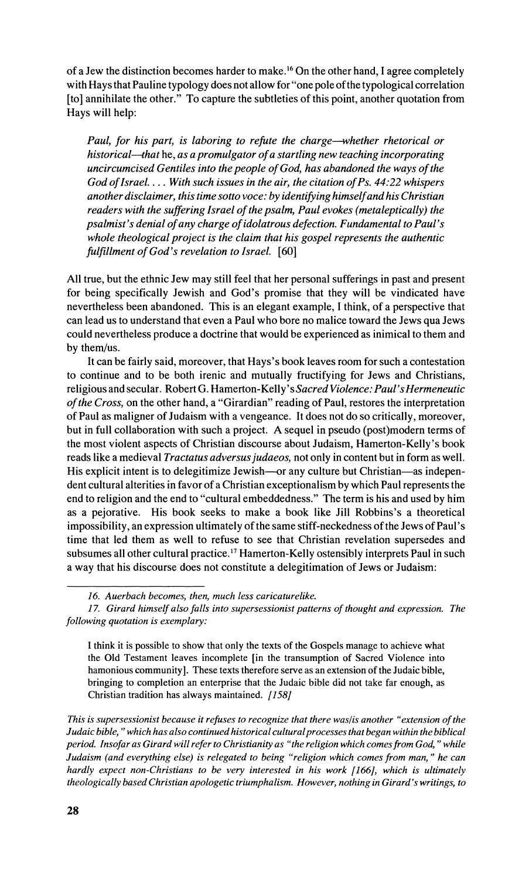of a Jew the distinction becomes harder to make.[16] On the other hand, I agree completely with Hays that Pauline typology does not allow for "one pole of the typological correlation [to] annihilate the other." To capture the subtleties of this point, another quotation from Hays will help:

> *Paul, for his part, is laboring to refute the charge—whether rhetorical or historical—that* he, *as a promulgator of a startling new teaching incorporating uncircumcised Gentiles into the people of God, has abandoned the ways of the God of Israel. . . . With such issues in the air, the citation of Ps. 44:22 whispers another disclaimer, this time sotto voce: by identifying himself and his Christian readers with the suffering Israel of the psalm, Paul evokes (metaleptically) the psalmist's denial of any charge of idolatrous defection. Fundamental to Paul's whole theological project is the claim that his gospel represents the authentic fulfillment of God's revelation to Israel.* [60]

All true, but the ethnic Jew may still feel that her personal sufferings in past and present for being specifically Jewish and God's promise that they will be vindicated have nevertheless been abandoned. This is an elegant example, I think, of a perspective that can lead us to understand that even a Paul who bore no malice toward the Jews qua Jews could nevertheless produce a doctrine that would be experienced as inimical to them and by them/us.

It can be fairly said, moreover, that Hays's book leaves room for such a contestation to continue and to be both irenic and mutually fructifying for Jews and Christians, religious and secular. Robert G. Hamerton-Kelly's *Sacred Violence: Paul's Hermeneutic of the Cross,* on the other hand, a "Girardian" reading of Paul, restores the interpretation of Paul as maligner of Judaism with a vengeance. It does not do so critically, moreover, but in full collaboration with such a project. A sequel in pseudo (post)modern terms of the most violent aspects of Christian discourse about Judaism, Hamerton-Kelly's book reads like a medieval *Tractatus adversus judaeos,* not only in content but in form as well. His explicit intent is to delegitimize Jewish—or any culture but Christian—as independent cultural alterities in favor of a Christian exceptionalism by which Paul represents the end to religion and the end to "cultural embeddedness." The term is his and used by him as a pejorative. His book seeks to make a book like Jill Robbins's a theoretical impossibility, an expression ultimately of the same stiff-neckedness of the Jews of Paul's time that led them as well to refuse to see that Christian revelation supersedes and subsumes all other cultural practice.[17] Hamerton-Kelly ostensibly interprets Paul in such a way that his discourse does not constitute a delegitimation of Jews or Judaism:

---

*16. Auerbach becomes, then, much less caricaturelike.*

*17. Girard himself also falls into supersessionist patterns of thought and expression. The following quotation is exemplary:*

> I think it is possible to show that only the texts of the Gospels manage to achieve what the Old Testament leaves incomplete [in the transumption of Sacred Violence into hamonious community]. These texts therefore serve as an extension of the Judaic bible, bringing to completion an enterprise that the Judaic bible did not take far enough, as Christian tradition has always maintained. *[158]*

*This is supersessionist because it refuses to recognize that there was/is another "extension of the Judaic bible," which has also continued historical cultural processes that began within the biblical period. Insofar as Girard will refer to Christianity as "the religion which comes from God," while Judaism (and everything else) is relegated to being "religion which comes from man," he can hardly expect non-Christians to be very interested in his work [166], which is ultimately theologically based Christian apologetic triumphalism. However, nothing in Girard's writings, to*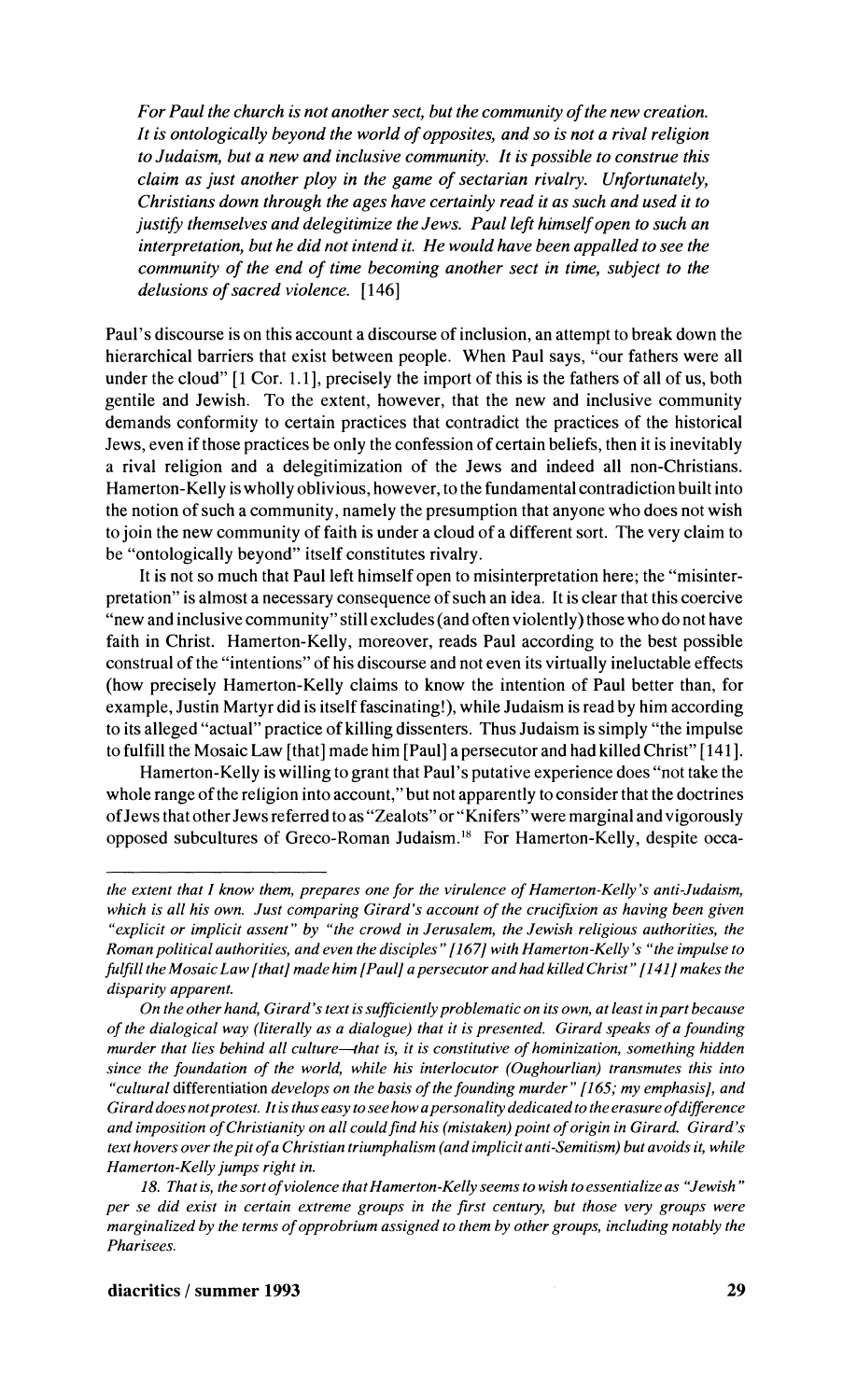> *For Paul the church is not another sect, but the community of the new creation. It is ontologically beyond the world of opposites, and so is not a rival religion to Judaism, but a new and inclusive community. It is possible to construe this claim as just another ploy in the game of sectarian rivalry. Unfortunately, Christians down through the ages have certainly read it as such and used it to justify themselves and delegitimize the Jews. Paul left himself open to such an interpretation, but he did not intend it. He would have been appalled to see the community of the end of time becoming another sect in time, subject to the delusions of sacred violence.* [146]

Paul's discourse is on this account a discourse of inclusion, an attempt to break down the hierarchical barriers that exist between people. When Paul says, "our fathers were all under the cloud" [1 Cor. 1.1], precisely the import of this is the fathers of all of us, both gentile and Jewish. To the extent, however, that the new and inclusive community demands conformity to certain practices that contradict the practices of the historical Jews, even if those practices be only the confession of certain beliefs, then it is inevitably a rival religion and a delegitimization of the Jews and indeed all non-Christians. Hamerton-Kelly is wholly oblivious, however, to the fundamental contradiction built into the notion of such a community, namely the presumption that anyone who does not wish to join the new community of faith is under a cloud of a different sort. The very claim to be "ontologically beyond" itself constitutes rivalry.

It is not so much that Paul left himself open to misinterpretation here; the "misinterpretation" is almost a necessary consequence of such an idea. It is clear that this coercive "new and inclusive community" still excludes (and often violently) those who do not have faith in Christ. Hamerton-Kelly, moreover, reads Paul according to the best possible construal of the "intentions" of his discourse and not even its virtually ineluctable effects (how precisely Hamerton-Kelly claims to know the intention of Paul better than, for example, Justin Martyr did is itself fascinating!), while Judaism is read by him according to its alleged "actual" practice of killing dissenters. Thus Judaism is simply "the impulse to fulfill the Mosaic Law [that] made him [Paul] a persecutor and had killed Christ" [141].

Hamerton-Kelly is willing to grant that Paul's putative experience does "not take the whole range of the religion into account," but not apparently to consider that the doctrines of Jews that other Jews referred to as "Zealots" or "Knifers" were marginal and vigorously opposed subcultures of Greco-Roman Judaism.[18] For Hamerton-Kelly, despite occa-

---

*the extent that I know them, prepares one for the virulence of Hamerton-Kelly's anti-Judaism, which is all his own. Just comparing Girard's account of the crucifixion as having been given "explicit or implicit assent" by "the crowd in Jerusalem, the Jewish religious authorities, the Roman political authorities, and even the disciples" [167] with Hamerton-Kelly's "the impulse to fulfill the Mosaic Law [that] made him [Paul] a persecutor and had killed Christ" [141] makes the disparity apparent.*

*On the other hand, Girard's text is sufficiently problematic on its own, at least in part because of the dialogical way (literally as a dialogue) that it is presented. Girard speaks of a founding murder that lies behind all culture—that is, it is constitutive of hominization, something hidden since the foundation of the world, while his interlocutor (Oughourlian) transmutes this into "cultural* differentiation *develops on the basis of the founding murder" [165; my emphasis], and Girard does not protest. It is thus easy to see how a personality dedicated to the erasure of difference and imposition of Christianity on all could find his (mistaken) point of origin in Girard. Girard's text hovers over the pit of a Christian triumphalism (and implicit anti-Semitism) but avoids it, while Hamerton-Kelly jumps right in.*

*18. That is, the sort of violence that Hamerton-Kelly seems to wish to essentialize as "Jewish" per se did exist in certain extreme groups in the first century, but those very groups were marginalized by the terms of opprobrium assigned to them by other groups, including notably the Pharisees.*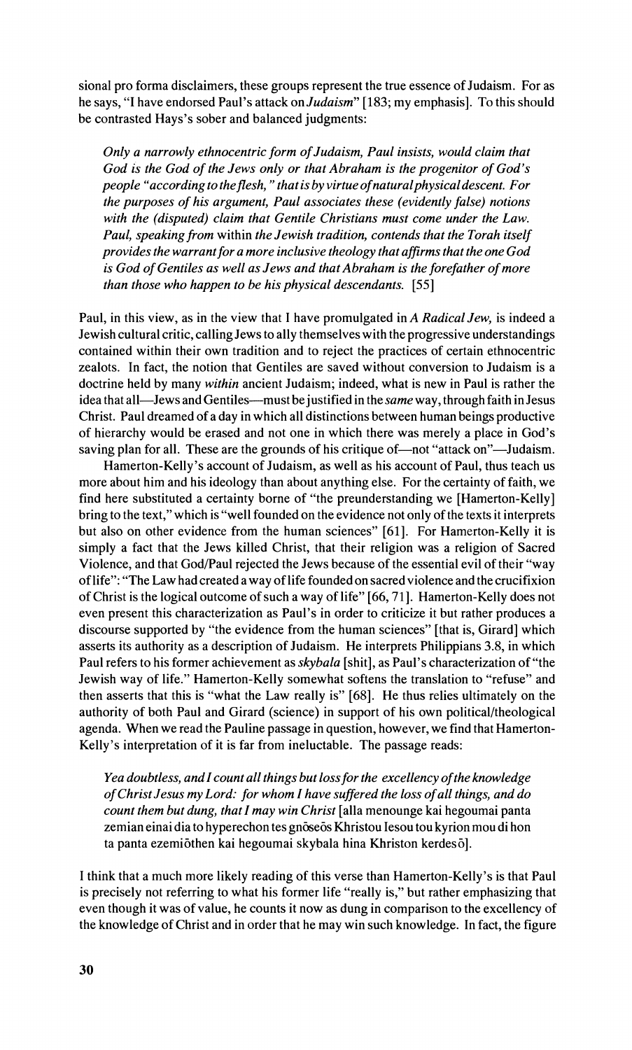sional pro forma disclaimers, these groups represent the true essence of Judaism. For as he says, "I have endorsed Paul's attack on *Judaism*" [183; my emphasis]. To this should be contrasted Hays's sober and balanced judgments:

> *Only a narrowly ethnocentric form of Judaism, Paul insists, would claim that God is the God of the Jews only or that Abraham is the progenitor of God's people "according to the flesh," that is by virtue of natural physical descent. For the purposes of his argument, Paul associates these (evidently false) notions with the (disputed) claim that Gentile Christians must come under the Law. Paul, speaking from* within *the Jewish tradition, contends that the Torah itself provides the warrant for a more inclusive theology that affirms that the one God is God of Gentiles as well as Jews and that Abraham is the forefather of more than those who happen to be his physical descendants.* [55]

Paul, in this view, as in the view that I have promulgated in *A Radical Jew,* is indeed a Jewish cultural critic, calling Jews to ally themselves with the progressive understandings contained within their own tradition and to reject the practices of certain ethnocentric zealots. In fact, the notion that Gentiles are saved without conversion to Judaism is a doctrine held by many *within* ancient Judaism; indeed, what is new in Paul is rather the idea that all—Jews and Gentiles—must be justified in the *same* way, through faith in Jesus Christ. Paul dreamed of a day in which all distinctions between human beings productive of hierarchy would be erased and not one in which there was merely a place in God's saving plan for all. These are the grounds of his critique of—not "attack on"—Judaism.

Hamerton-Kelly's account of Judaism, as well as his account of Paul, thus teach us more about him and his ideology than about anything else. For the certainty of faith, we find here substituted a certainty borne of "the preunderstanding we [Hamerton-Kelly] bring to the text," which is "well founded on the evidence not only of the texts it interprets but also on other evidence from the human sciences" [61]. For Hamerton-Kelly it is simply a fact that the Jews killed Christ, that their religion was a religion of Sacred Violence, and that God/Paul rejected the Jews because of the essential evil of their "way of life": "The Law had created a way of life founded on sacred violence and the crucifixion of Christ is the logical outcome of such a way of life" [66, 71]. Hamerton-Kelly does not even present this characterization as Paul's in order to criticize it but rather produces a discourse supported by "the evidence from the human sciences" [that is, Girard] which asserts its authority as a description of Judaism. He interprets Philippians 3.8, in which Paul refers to his former achievement as *skybala* [shit], as Paul's characterization of "the Jewish way of life." Hamerton-Kelly somewhat softens the translation to "refuse" and then asserts that this is "what the Law really is" [68]. He thus relies ultimately on the authority of both Paul and Girard (science) in support of his own political/theological agenda. When we read the Pauline passage in question, however, we find that Hamerton-Kelly's interpretation of it is far from ineluctable. The passage reads:

> *Yea doubtless, and I count all things but loss for the excellency of the knowledge of Christ Jesus my Lord: for whom I have suffered the loss of all things, and do count them but dung, that I may win Christ* [alla menounge kai hegoumai panta zemian einai dia to hyperechon tes gnōseōs Khristou Iesou tou kyrion mou di hon ta panta ezemiōthen kai hegoumai skybala hina Khriston kerdesō].

I think that a much more likely reading of this verse than Hamerton-Kelly's is that Paul is precisely not referring to what his former life "really is," but rather emphasizing that even though it was of value, he counts it now as dung in comparison to the excellency of the knowledge of Christ and in order that he may win such knowledge. In fact, the figure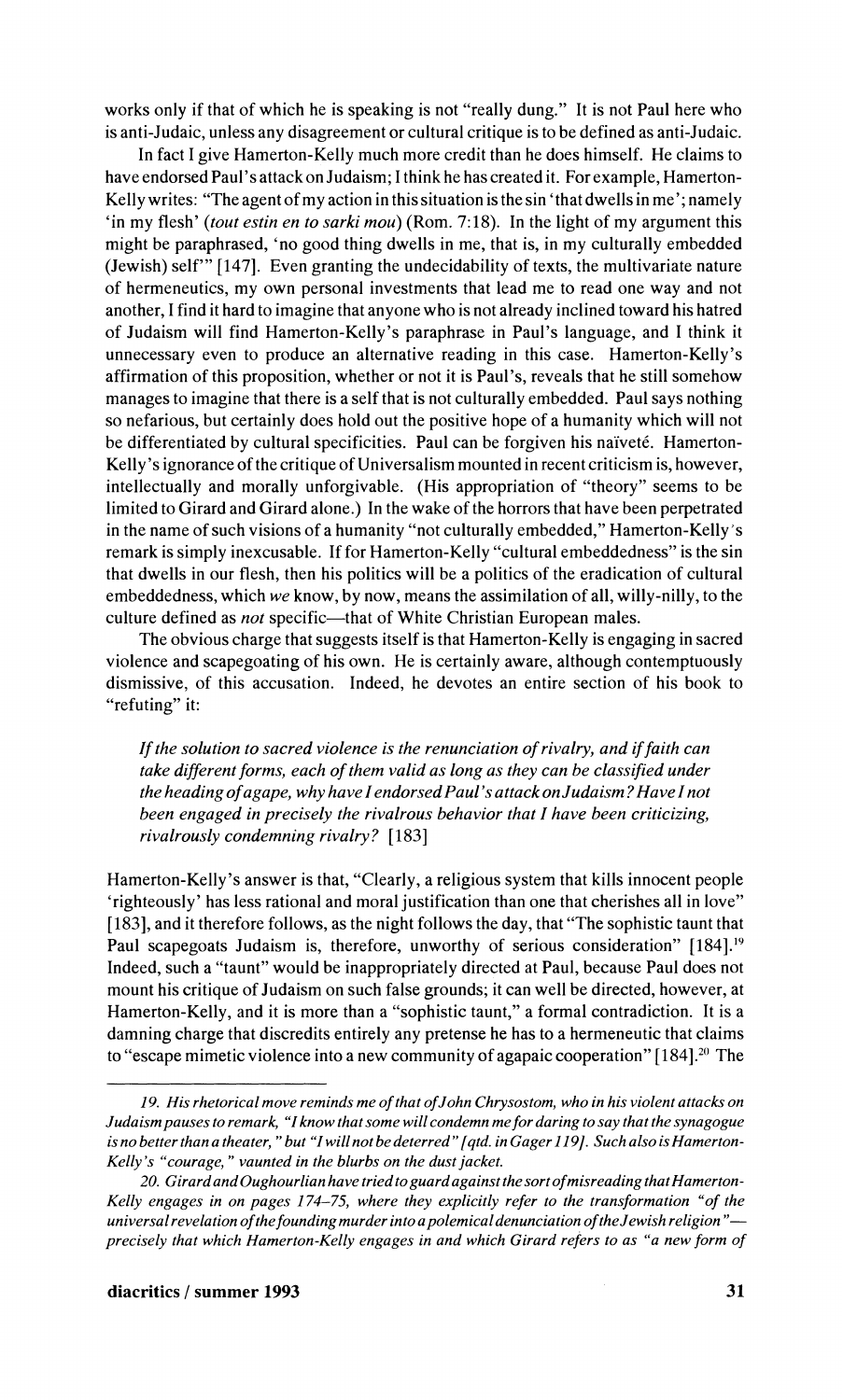works only if that of which he is speaking is not "really dung." It is not Paul here who is anti-Judaic, unless any disagreement or cultural critique is to be defined as anti-Judaic.

In fact I give Hamerton-Kelly much more credit than he does himself. He claims to have endorsed Paul's attack on Judaism; I think he has created it. For example, Hamerton-Kelly writes: "The agent of my action in this situation is the sin 'that dwells in me'; namely 'in my flesh' (*tout estin en to sarki mou*) (Rom. 7:18). In the light of my argument this might be paraphrased, 'no good thing dwells in me, that is, in my culturally embedded (Jewish) self'" [147]. Even granting the undecidability of texts, the multivariate nature of hermeneutics, my own personal investments that lead me to read one way and not another, I find it hard to imagine that anyone who is not already inclined toward his hatred of Judaism will find Hamerton-Kelly's paraphrase in Paul's language, and I think it unnecessary even to produce an alternative reading in this case. Hamerton-Kelly's affirmation of this proposition, whether or not it is Paul's, reveals that he still somehow manages to imagine that there is a self that is not culturally embedded. Paul says nothing so nefarious, but certainly does hold out the positive hope of a humanity which will not be differentiated by cultural specificities. Paul can be forgiven his naïveté. Hamerton-Kelly's ignorance of the critique of Universalism mounted in recent criticism is, however, intellectually and morally unforgivable. (His appropriation of "theory" seems to be limited to Girard and Girard alone.) In the wake of the horrors that have been perpetrated in the name of such visions of a humanity "not culturally embedded," Hamerton-Kelly's remark is simply inexcusable. If for Hamerton-Kelly "cultural embeddedness" is the sin that dwells in our flesh, then his politics will be a politics of the eradication of cultural embeddedness, which *we* know, by now, means the assimilation of all, willy-nilly, to the culture defined as *not* specific—that of White Christian European males.

The obvious charge that suggests itself is that Hamerton-Kelly is engaging in sacred violence and scapegoating of his own. He is certainly aware, although contemptuously dismissive, of this accusation. Indeed, he devotes an entire section of his book to "refuting" it:

> *If the solution to sacred violence is the renunciation of rivalry, and if faith can take different forms, each of them valid as long as they can be classified under the heading of agape, why have I endorsed Paul's attack on Judaism? Have I not been engaged in precisely the rivalrous behavior that I have been criticizing, rivalrously condemning rivalry?* [183]

Hamerton-Kelly's answer is that, "Clearly, a religious system that kills innocent people 'righteously' has less rational and moral justification than one that cherishes all in love" [183], and it therefore follows, as the night follows the day, that "The sophistic taunt that Paul scapegoats Judaism is, therefore, unworthy of serious consideration" [184].[19] Indeed, such a "taunt" would be inappropriately directed at Paul, because Paul does not mount his critique of Judaism on such false grounds; it can well be directed, however, at Hamerton-Kelly, and it is more than a "sophistic taunt," a formal contradiction. It is a damning charge that discredits entirely any pretense he has to a hermeneutic that claims to "escape mimetic violence into a new community of agapaic cooperation" [184].[20] The

---

*19. His rhetorical move reminds me of that of John Chrysostom, who in his violent attacks on Judaism pauses to remark, "I know that some will condemn me for daring to say that the synagogue is no better than a theater," but "I will not be deterred" [qtd. in Gager 119]. Such also is Hamerton-Kelly's "courage," vaunted in the blurbs on the dust jacket.*

*20. Girard and Oughourlian have tried to guard against the sort of misreading that Hamerton-Kelly engages in on pages 174–75, where they explicitly refer to the transformation "of the universal revelation of the founding murder into a polemical denunciation of the Jewish religion"—precisely that which Hamerton-Kelly engages in and which Girard refers to as "a new form of*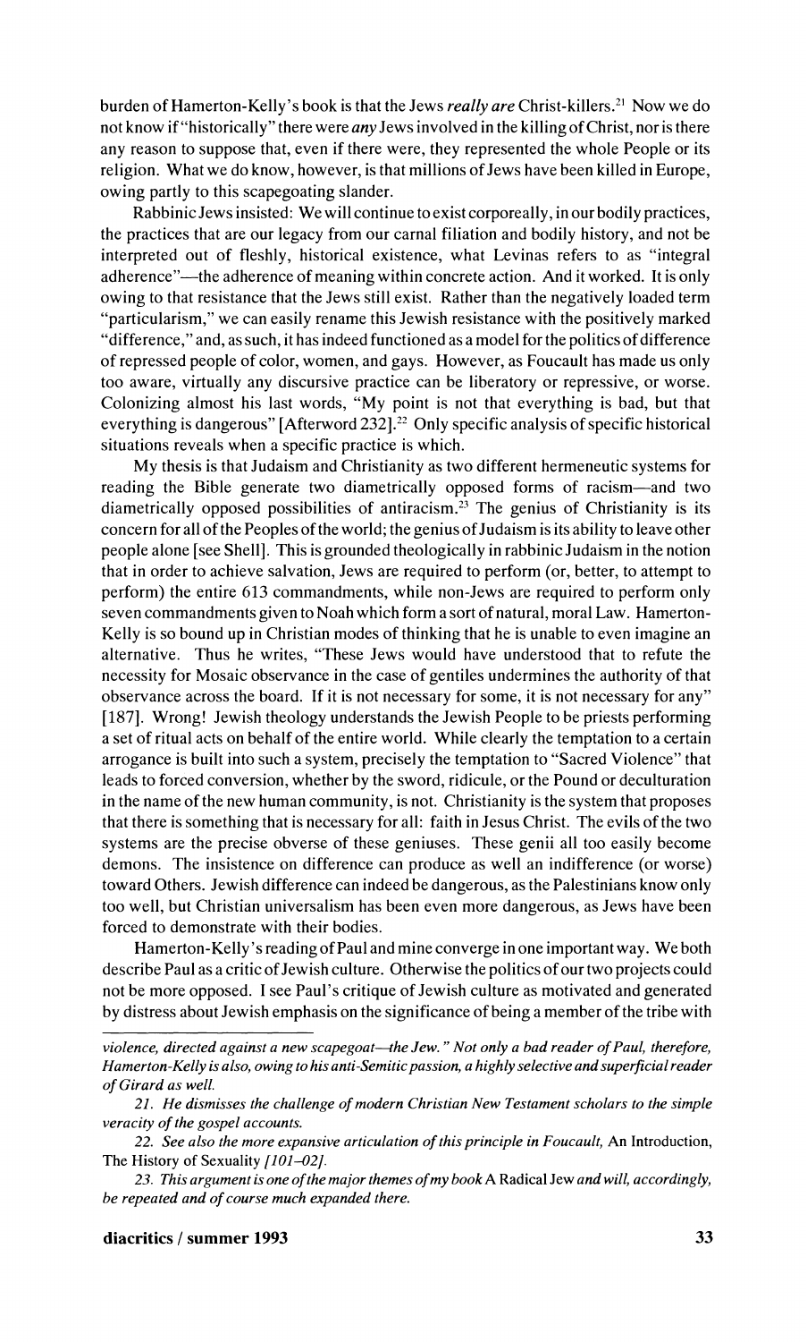burden of Hamerton-Kelly's book is that the Jews *really are* Christ-killers.[21] Now we do not know if "historically" there were *any* Jews involved in the killing of Christ, nor is there any reason to suppose that, even if there were, they represented the whole People or its religion. What we do know, however, is that millions of Jews have been killed in Europe, owing partly to this scapegoating slander.

Rabbinic Jews insisted: We will continue to exist corporeally, in our bodily practices, the practices that are our legacy from our carnal filiation and bodily history, and not be interpreted out of fleshly, historical existence, what Levinas refers to as "integral adherence"—the adherence of meaning within concrete action. And it worked. It is only owing to that resistance that the Jews still exist. Rather than the negatively loaded term "particularism," we can easily rename this Jewish resistance with the positively marked "difference," and, as such, it has indeed functioned as a model for the politics of difference of repressed people of color, women, and gays. However, as Foucault has made us only too aware, virtually any discursive practice can be liberatory or repressive, or worse. Colonizing almost his last words, "My point is not that everything is bad, but that everything is dangerous" [Afterword 232].[22] Only specific analysis of specific historical situations reveals when a specific practice is which.

My thesis is that Judaism and Christianity as two different hermeneutic systems for reading the Bible generate two diametrically opposed forms of racism—and two diametrically opposed possibilities of antiracism.[23] The genius of Christianity is its concern for all of the Peoples of the world; the genius of Judaism is its ability to leave other people alone [see Shell]. This is grounded theologically in rabbinic Judaism in the notion that in order to achieve salvation, Jews are required to perform (or, better, to attempt to perform) the entire 613 commandments, while non-Jews are required to perform only seven commandments given to Noah which form a sort of natural, moral Law. Hamerton-Kelly is so bound up in Christian modes of thinking that he is unable to even imagine an alternative. Thus he writes, "These Jews would have understood that to refute the necessity for Mosaic observance in the case of gentiles undermines the authority of that observance across the board. If it is not necessary for some, it is not necessary for any" [187]. Wrong! Jewish theology understands the Jewish People to be priests performing a set of ritual acts on behalf of the entire world. While clearly the temptation to a certain arrogance is built into such a system, precisely the temptation to "Sacred Violence" that leads to forced conversion, whether by the sword, ridicule, or the Pound or deculturation in the name of the new human community, is not. Christianity is the system that proposes that there is something that is necessary for all: faith in Jesus Christ. The evils of the two systems are the precise obverse of these geniuses. These genii all too easily become demons. The insistence on difference can produce as well an indifference (or worse) toward Others. Jewish difference can indeed be dangerous, as the Palestinians know only too well, but Christian universalism has been even more dangerous, as Jews have been forced to demonstrate with their bodies.

Hamerton-Kelly's reading of Paul and mine converge in one important way. We both describe Paul as a critic of Jewish culture. Otherwise the politics of our two projects could not be more opposed. I see Paul's critique of Jewish culture as motivated and generated by distress about Jewish emphasis on the significance of being a member of the tribe with

---

*violence, directed against a new scapegoat—the Jew." Not only a bad reader of Paul, therefore, Hamerton-Kelly is also, owing to his anti-Semitic passion, a highly selective and superficial reader of Girard as well.*

*21. He dismisses the challenge of modern Christian New Testament scholars to the simple veracity of the gospel accounts.*

*22. See also the more expansive articulation of this principle in Foucault,* An Introduction, The History of Sexuality *[101–02].*

*23. This argument is one of the major themes of my book* A Radical Jew *and will, accordingly, be repeated and of course much expanded there.*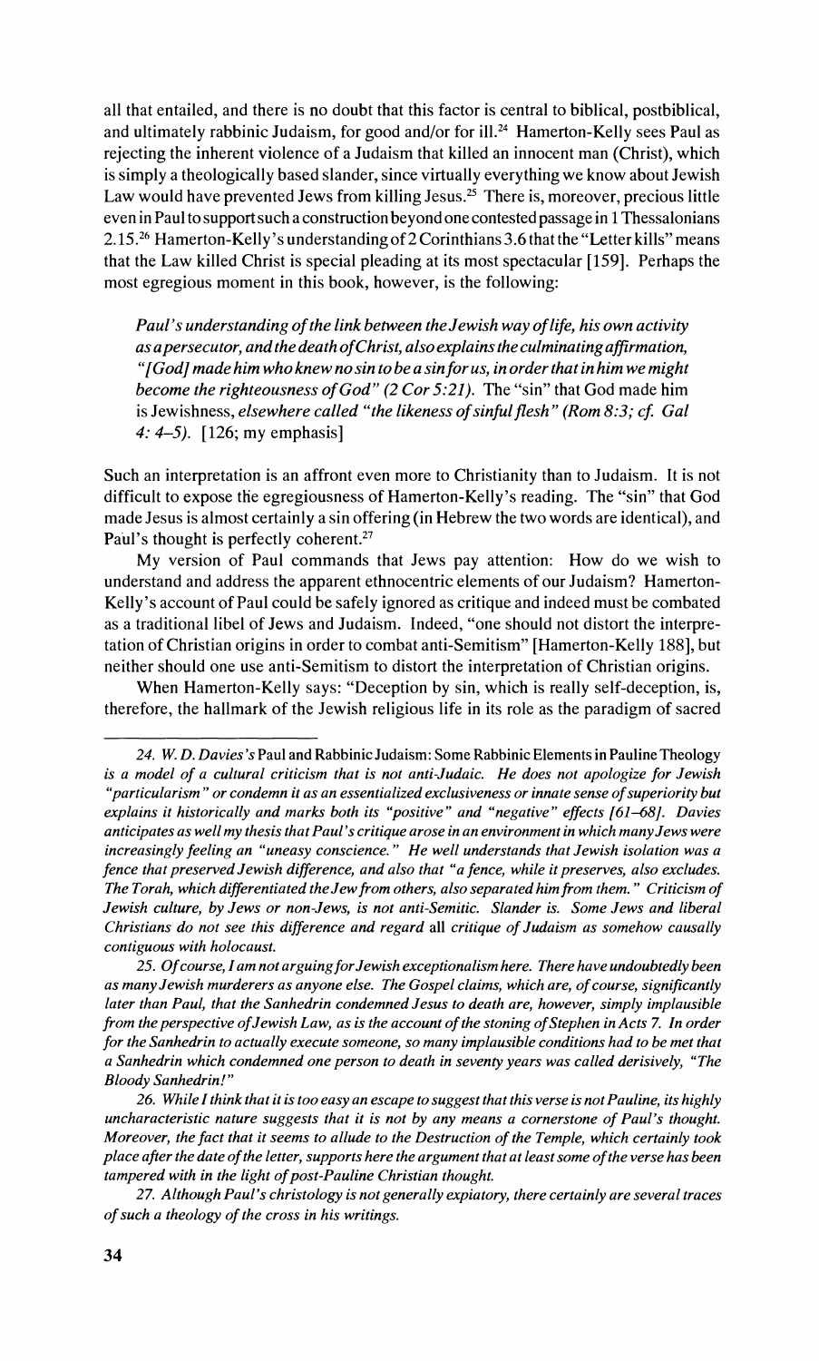all that entailed, and there is no doubt that this factor is central to biblical, postbiblical, and ultimately rabbinic Judaism, for good and/or for ill.[24] Hamerton-Kelly sees Paul as rejecting the inherent violence of a Judaism that killed an innocent man (Christ), which is simply a theologically based slander, since virtually everything we know about Jewish Law would have prevented Jews from killing Jesus.[25] There is, moreover, precious little even in Paul to support such a construction beyond one contested passage in 1 Thessalonians 2.15.[26] Hamerton-Kelly's understanding of 2 Corinthians 3.6 that the "Letter kills" means that the Law killed Christ is special pleading at its most spectacular [159]. Perhaps the most egregious moment in this book, however, is the following:

> *Paul's understanding of the link between the Jewish way of life, his own activity as a persecutor, and the death of Christ, also explains the culminating affirmation, "[God] made him who knew no sin to be a sin for us, in order that in him we might become the righteousness of God" (2 Cor 5:21).* The "sin" that God made him is Jewishness, *elsewhere called "the likeness of sinful flesh" (Rom 8:3; cf. Gal 4: 4–5).* [126; my emphasis]

Such an interpretation is an affront even more to Christianity than to Judaism. It is not difficult to expose the egregiousness of Hamerton-Kelly's reading. The "sin" that God made Jesus is almost certainly a sin offering (in Hebrew the two words are identical), and Paul's thought is perfectly coherent.[27]

My version of Paul commands that Jews pay attention: How do we wish to understand and address the apparent ethnocentric elements of our Judaism? Hamerton-Kelly's account of Paul could be safely ignored as critique and indeed must be combated as a traditional libel of Jews and Judaism. Indeed, "one should not distort the interpretation of Christian origins in order to combat anti-Semitism" [Hamerton-Kelly 188], but neither should one use anti-Semitism to distort the interpretation of Christian origins.

When Hamerton-Kelly says: "Deception by sin, which is really self-deception, is, therefore, the hallmark of the Jewish religious life in its role as the paradigm of sacred

---

*24. W. D. Davies's* Paul and Rabbinic Judaism: Some Rabbinic Elements in Pauline Theology *is a model of a cultural criticism that is not anti-Judaic. He does not apologize for Jewish "particularism" or condemn it as an essentialized exclusiveness or innate sense of superiority but explains it historically and marks both its "positive" and "negative" effects [61–68]. Davies anticipates as well my thesis that Paul's critique arose in an environment in which many Jews were increasingly feeling an "uneasy conscience." He well understands that Jewish isolation was a fence that preserved Jewish difference, and also that "a fence, while it preserves, also excludes. The Torah, which differentiated the Jew from others, also separated him from them." Criticism of Jewish culture, by Jews or non-Jews, is not anti-Semitic. Slander is. Some Jews and liberal Christians do not see this difference and regard* all *critique of Judaism as somehow causally contiguous with holocaust.*

*25. Of course, I am not arguing for Jewish exceptionalism here. There have undoubtedly been as many Jewish murderers as anyone else. The Gospel claims, which are, of course, significantly later than Paul, that the Sanhedrin condemned Jesus to death are, however, simply implausible from the perspective of Jewish Law, as is the account of the stoning of Stephen in Acts 7. In order for the Sanhedrin to actually execute someone, so many implausible conditions had to be met that a Sanhedrin which condemned one person to death in seventy years was called derisively, "The Bloody Sanhedrin!"*

*26. While I think that it is too easy an escape to suggest that this verse is not Pauline, its highly uncharacteristic nature suggests that it is not by any means a cornerstone of Paul's thought. Moreover, the fact that it seems to allude to the Destruction of the Temple, which certainly took place after the date of the letter, supports here the argument that at least some of the verse has been tampered with in the light of post-Pauline Christian thought.*

*27. Although Paul's christology is not generally expiatory, there certainly are several traces of such a theology of the cross in his writings.*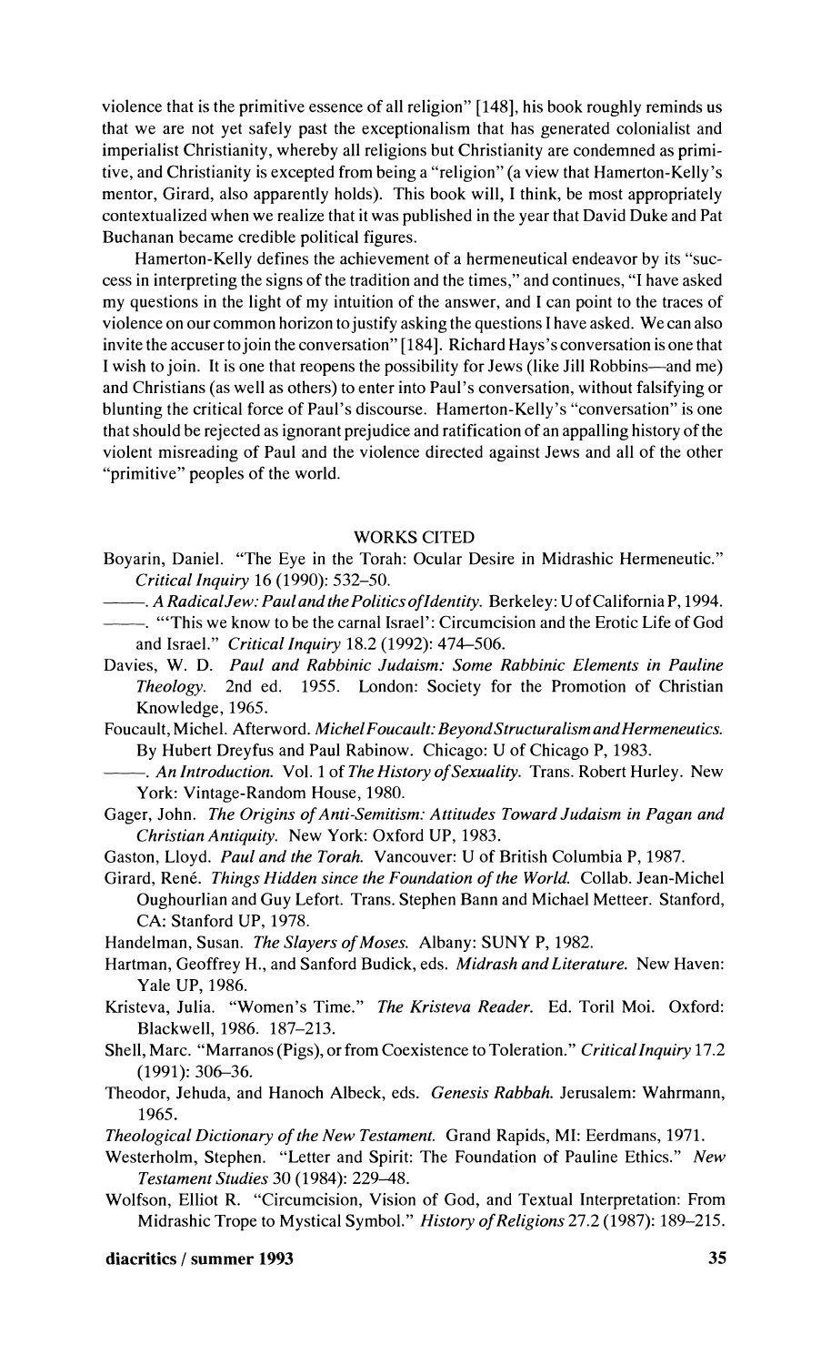violence that is the primitive essence of all religion" [148], his book roughly reminds us that we are not yet safely past the exceptionalism that has generated colonialist and imperialist Christianity, whereby all religions but Christianity are condemned as primitive, and Christianity is excepted from being a "religion" (a view that Hamerton-Kelly's mentor, Girard, also apparently holds). This book will, I think, be most appropriately contextualized when we realize that it was published in the year that David Duke and Pat Buchanan became credible political figures.

Hamerton-Kelly defines the achievement of a hermeneutical endeavor by its "success in interpreting the signs of the tradition and the times," and continues, "I have asked my questions in the light of my intuition of the answer, and I can point to the traces of violence on our common horizon to justify asking the questions I have asked. We can also invite the accuser to join the conversation" [184]. Richard Hays's conversation is one that I wish to join. It is one that reopens the possibility for Jews (like Jill Robbins—and me) and Christians (as well as others) to enter into Paul's conversation, without falsifying or blunting the critical force of Paul's discourse. Hamerton-Kelly's "conversation" is one that should be rejected as ignorant prejudice and ratification of an appalling history of the violent misreading of Paul and the violence directed against Jews and all of the other "primitive" peoples of the world.

## WORKS CITED

Boyarin, Daniel. "The Eye in the Torah: Ocular Desire in Midrashic Hermeneutic." *Critical Inquiry* 16 (1990): 532–50.

———. *A Radical Jew: Paul and the Politics of Identity.* Berkeley: U of California P, 1994.

———. "'This we know to be the carnal Israel': Circumcision and the Erotic Life of God and Israel." *Critical Inquiry* 18.2 (1992): 474–506.

Davies, W. D. *Paul and Rabbinic Judaism: Some Rabbinic Elements in Pauline Theology.* 2nd ed. 1955. London: Society for the Promotion of Christian Knowledge, 1965.

Foucault, Michel. Afterword. *Michel Foucault: Beyond Structuralism and Hermeneutics.* By Hubert Dreyfus and Paul Rabinow. Chicago: U of Chicago P, 1983.

———. *An Introduction.* Vol. 1 of *The History of Sexuality.* Trans. Robert Hurley. New York: Vintage-Random House, 1980.

Gager, John. *The Origins of Anti-Semitism: Attitudes Toward Judaism in Pagan and Christian Antiquity.* New York: Oxford UP, 1983.

Gaston, Lloyd. *Paul and the Torah.* Vancouver: U of British Columbia P, 1987.

Girard, René. *Things Hidden since the Foundation of the World.* Collab. Jean-Michel Oughourlian and Guy Lefort. Trans. Stephen Bann and Michael Metteer. Stanford, CA: Stanford UP, 1978.

Handelman, Susan. *The Slayers of Moses.* Albany: SUNY P, 1982.

Hartman, Geoffrey H., and Sanford Budick, eds. *Midrash and Literature.* New Haven: Yale UP, 1986.

Kristeva, Julia. "Women's Time." *The Kristeva Reader.* Ed. Toril Moi. Oxford: Blackwell, 1986. 187–213.

Shell, Marc. "Marranos (Pigs), or from Coexistence to Toleration." *Critical Inquiry* 17.2 (1991): 306–36.

Theodor, Jehuda, and Hanoch Albeck, eds. *Genesis Rabbah.* Jerusalem: Wahrmann, 1965.

*Theological Dictionary of the New Testament.* Grand Rapids, MI: Eerdmans, 1971.

Westerholm, Stephen. "Letter and Spirit: The Foundation of Pauline Ethics." *New Testament Studies* 30 (1984): 229–48.

Wolfson, Elliot R. "Circumcision, Vision of God, and Textual Interpretation: From Midrashic Trope to Mystical Symbol." *History of Religions* 27.2 (1987): 189–215.